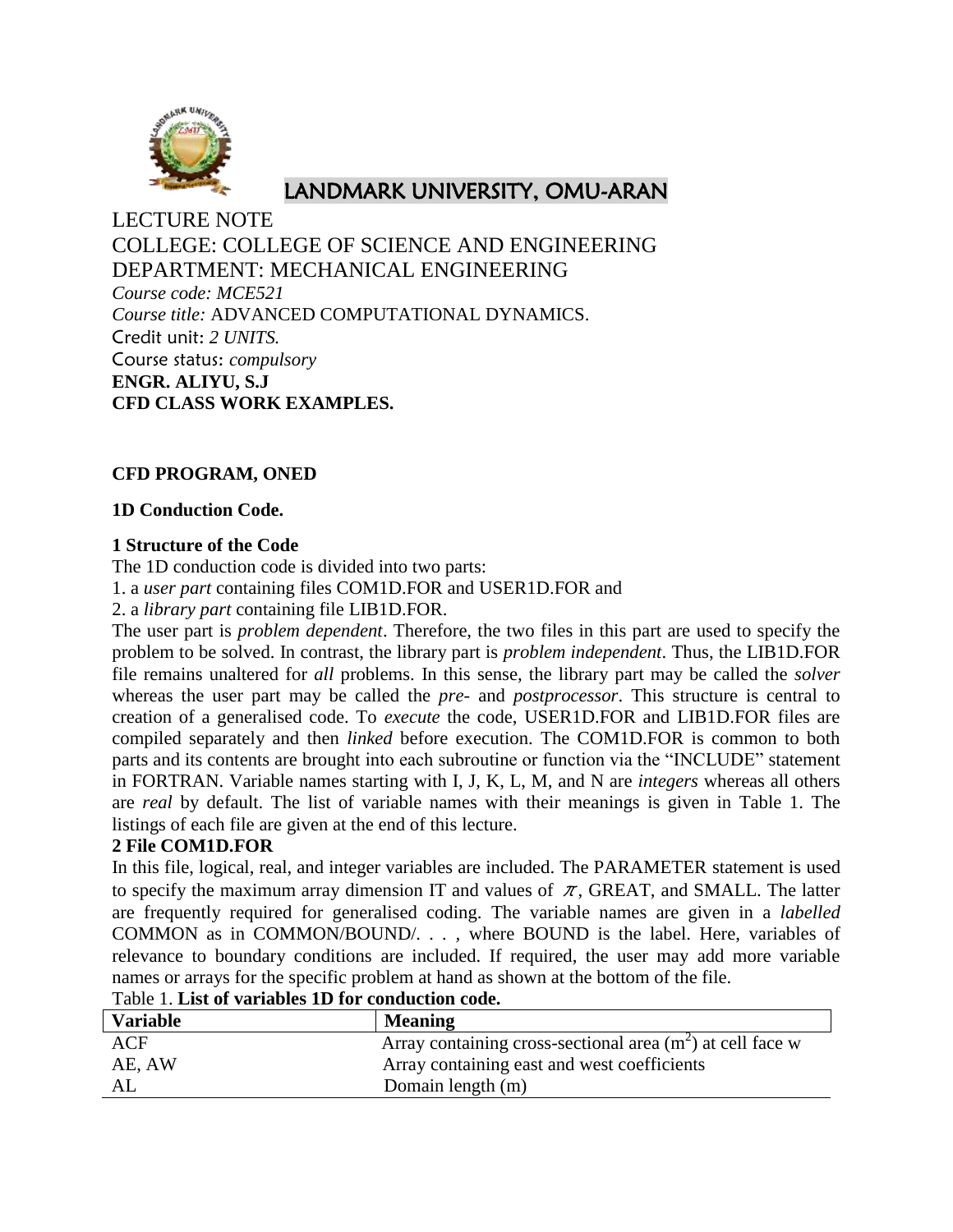# LANDMARK UNIVERSITY, OMU-ARAN

LECTURE NOTE

COLLEGE: COLLEGE OF SCIENCE AND ENGINEERING

DEPARTMENT: MECHANICAL ENGINEERING

*Course code: MCE521*

*Course title:* ADVANCED COMPUTATIONAL DYNAMICS.

Credit unit: *2 UNITS.*

Course status: *compulsory*

**ENGR. ALIYU, S.J**

**CFD CLASS WORK EXAMPLES.**

**CFD PROGRAM, ONED**

**1D Conduction Code.**

**1 Structure of the Code**

The 1D conduction code is divided into two parts:

1. a *user part* containing files COM1D.FOR and USER1D.FOR and
2. a *library part* containing file LIB1D.FOR.

The user part is *problem dependent*. Therefore, the two files in this part are used to specify the problem to be solved. In contrast, the library part is *problem independent*. Thus, the LIB1D.FOR file remains unaltered for *all* problems. In this sense, the library part may be called the *solver* whereas the user part may be called the *pre-* and *postprocessor*. This structure is central to creation of a generalised code. To *execute* the code, USER1D.FOR and LIB1D.FOR files are compiled separately and then *linked* before execution. The COM1D.FOR is common to both parts and its contents are brought into each subroutine or function via the "INCLUDE" statement in FORTRAN. Variable names starting with I, J, K, L, M, and N are *integers* whereas all others are *real* by default. The list of variable names with their meanings is given in Table 1. The listings of each file are given at the end of this lecture.

**2 File COM1D.FOR**

In this file, logical, real, and integer variables are included. The PARAMETER statement is used to specify the maximum array dimension IT and values of $\pi$, GREAT, and SMALL. The latter are frequently required for generalised coding. The variable names are given in a *labelled* COMMON as in COMMON/BOUND/. . . , where BOUND is the label. Here, variables of relevance to boundary conditions are included. If required, the user may add more variable names or arrays for the specific problem at hand as shown at the bottom of the file.

Table 1. **List of variables 1D for conduction code.**

| Variable | Meaning |
|---|---|
| ACF | Array containing cross-sectional area ($m^2$) at cell face w |
| AE, AW | Array containing east and west coefficients |
| AL | Domain length (m) |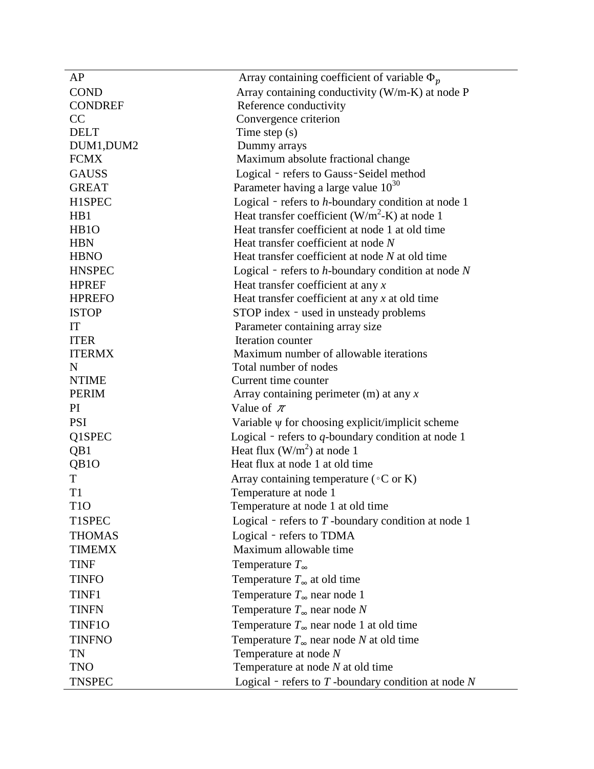| | |
|---|---|
| AP | Array containing coefficient of variable $\Phi_p$ |
| COND | Array containing conductivity (W/m-K) at node P |
| CONDREF | Reference conductivity |
| CC | Convergence criterion |
| DELT | Time step (s) |
| DUM1,DUM2 | Dummy arrays |
| FCMX | Maximum absolute fractional change |
| GAUSS | Logical - refers to Gauss-Seidel method |
| GREAT | Parameter having a large value $10^{30}$ |
| H1SPEC | Logical - refers to *h*-boundary condition at node 1 |
| HB1 | Heat transfer coefficient ($W/m^2$-K) at node 1 |
| HB1O | Heat transfer coefficient at node 1 at old time |
| HBN | Heat transfer coefficient at node *N* |
| HBNO | Heat transfer coefficient at node *N* at old time |
| HNSPEC | Logical - refers to *h*-boundary condition at node *N* |
| HPREF | Heat transfer coefficient at any *x* |
| HPREFO | Heat transfer coefficient at any *x* at old time |
| ISTOP | STOP index - used in unsteady problems |
| IT | Parameter containing array size |
| ITER | Iteration counter |
| ITERMX | Maximum number of allowable iterations |
| N | Total number of nodes |
| NTIME | Current time counter |
| PERIM | Array containing perimeter (m) at any *x* |
| PI | Value of $\pi$ |
| PSI | Variable $\psi$ for choosing explicit/implicit scheme |
| Q1SPEC | Logical - refers to *q*-boundary condition at node 1 |
| QB1 | Heat flux ($W/m^2$) at node 1 |
| QB1O | Heat flux at node 1 at old time |
| T | Array containing temperature (°C or K) |
| T1 | Temperature at node 1 |
| T1O | Temperature at node 1 at old time |
| T1SPEC | Logical - refers to *T* -boundary condition at node 1 |
| THOMAS | Logical - refers to TDMA |
| TIMEMX | Maximum allowable time |
| TINF | Temperature $T_\infty$ |
| TINFO | Temperature $T_\infty$ at old time |
| TINF1 | Temperature $T_\infty$ near node 1 |
| TINFN | Temperature $T_\infty$ near node *N* |
| TINF1O | Temperature $T_\infty$ near node 1 at old time |
| TINFNO | Temperature $T_\infty$ near node *N* at old time |
| TN | Temperature at node *N* |
| TNO | Temperature at node *N* at old time |
| TNSPEC | Logical - refers to *T* -boundary condition at node *N* |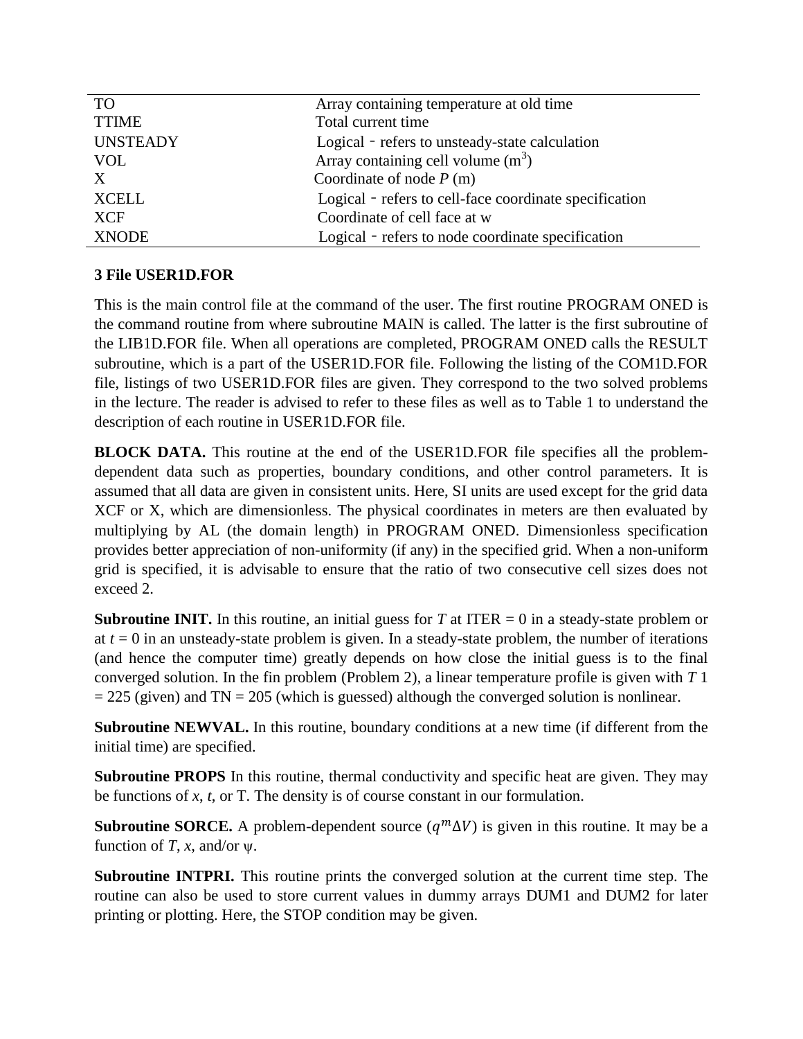| | |
|---|---|
| TO | Array containing temperature at old time |
| TTIME | Total current time |
| UNSTEADY | Logical ‑ refers to unsteady-state calculation |
| VOL | Array containing cell volume ($m^3$) |
| X | Coordinate of node *P* (m) |
| XCELL | Logical ‑ refers to cell-face coordinate specification |
| XCF | Coordinate of cell face at w |
| XNODE | Logical ‑ refers to node coordinate specification |

### 3 File USER1D.FOR

This is the main control file at the command of the user. The first routine PROGRAM ONED is the command routine from where subroutine MAIN is called. The latter is the first subroutine of the LIB1D.FOR file. When all operations are completed, PROGRAM ONED calls the RESULT subroutine, which is a part of the USER1D.FOR file. Following the listing of the COM1D.FOR file, listings of two USER1D.FOR files are given. They correspond to the two solved problems in the lecture. The reader is advised to refer to these files as well as to Table 1 to understand the description of each routine in USER1D.FOR file.

**BLOCK DATA.** This routine at the end of the USER1D.FOR file specifies all the problem-dependent data such as properties, boundary conditions, and other control parameters. It is assumed that all data are given in consistent units. Here, SI units are used except for the grid data XCF or X, which are dimensionless. The physical coordinates in meters are then evaluated by multiplying by AL (the domain length) in PROGRAM ONED. Dimensionless specification provides better appreciation of non-uniformity (if any) in the specified grid. When a non-uniform grid is specified, it is advisable to ensure that the ratio of two consecutive cell sizes does not exceed 2.

**Subroutine INIT.** In this routine, an initial guess for *T* at ITER = 0 in a steady-state problem or at *t* = 0 in an unsteady-state problem is given. In a steady-state problem, the number of iterations (and hence the computer time) greatly depends on how close the initial guess is to the final converged solution. In the fin problem (Problem 2), a linear temperature profile is given with *T* 1 = 225 (given) and TN = 205 (which is guessed) although the converged solution is nonlinear.

**Subroutine NEWVAL.** In this routine, boundary conditions at a new time (if different from the initial time) are specified.

**Subroutine PROPS** In this routine, thermal conductivity and specific heat are given. They may be functions of *x*, *t*, or T. The density is of course constant in our formulation.

**Subroutine SORCE.** A problem-dependent source ($q^m \Delta V$) is given in this routine. It may be a function of *T*, *x*, and/or ψ.

**Subroutine INTPRI.** This routine prints the converged solution at the current time step. The routine can also be used to store current values in dummy arrays DUM1 and DUM2 for later printing or plotting. Here, the STOP condition may be given.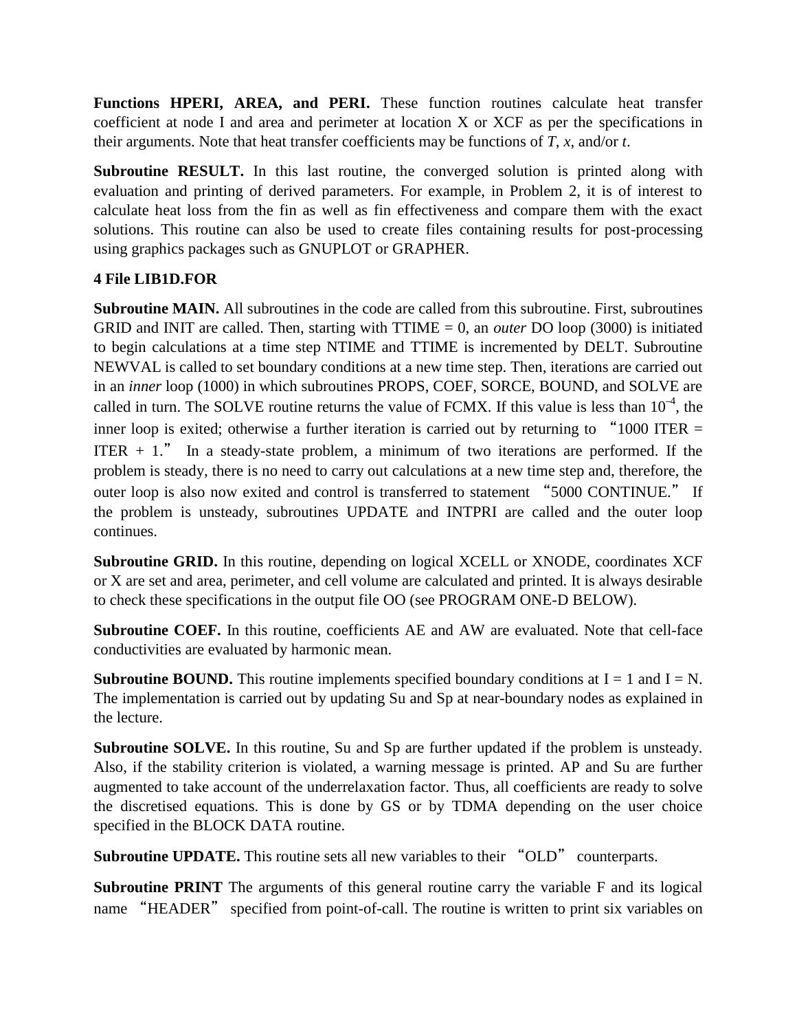**Functions HPERI, AREA, and PERI.** These function routines calculate heat transfer coefficient at node I and area and perimeter at location X or XCF as per the specifications in their arguments. Note that heat transfer coefficients may be functions of *T*, *x*, and/or *t*.

**Subroutine RESULT.** In this last routine, the converged solution is printed along with evaluation and printing of derived parameters. For example, in Problem 2, it is of interest to calculate heat loss from the fin as well as fin effectiveness and compare them with the exact solutions. This routine can also be used to create files containing results for post-processing using graphics packages such as GNUPLOT or GRAPHER.

**4 File LIB1D.FOR**

**Subroutine MAIN.** All subroutines in the code are called from this subroutine. First, subroutines GRID and INIT are called. Then, starting with TTIME = 0, an *outer* DO loop (3000) is initiated to begin calculations at a time step NTIME and TTIME is incremented by DELT. Subroutine NEWVAL is called to set boundary conditions at a new time step. Then, iterations are carried out in an *inner* loop (1000) in which subroutines PROPS, COEF, SORCE, BOUND, and SOLVE are called in turn. The SOLVE routine returns the value of FCMX. If this value is less than $10^{-4}$, the inner loop is exited; otherwise a further iteration is carried out by returning to "1000 ITER = ITER + 1." In a steady-state problem, a minimum of two iterations are performed. If the problem is steady, there is no need to carry out calculations at a new time step and, therefore, the outer loop is also now exited and control is transferred to statement "5000 CONTINUE." If the problem is unsteady, subroutines UPDATE and INTPRI are called and the outer loop continues.

**Subroutine GRID.** In this routine, depending on logical XCELL or XNODE, coordinates XCF or X are set and area, perimeter, and cell volume are calculated and printed. It is always desirable to check these specifications in the output file OO (see PROGRAM ONE-D BELOW).

**Subroutine COEF.** In this routine, coefficients AE and AW are evaluated. Note that cell-face conductivities are evaluated by harmonic mean.

**Subroutine BOUND.** This routine implements specified boundary conditions at I = 1 and I = N. The implementation is carried out by updating Su and Sp at near-boundary nodes as explained in the lecture.

**Subroutine SOLVE.** In this routine, Su and Sp are further updated if the problem is unsteady. Also, if the stability criterion is violated, a warning message is printed. AP and Su are further augmented to take account of the underrelaxation factor. Thus, all coefficients are ready to solve the discretised equations. This is done by GS or by TDMA depending on the user choice specified in the BLOCK DATA routine.

**Subroutine UPDATE.** This routine sets all new variables to their "OLD" counterparts.

**Subroutine PRINT** The arguments of this general routine carry the variable F and its logical name "HEADER" specified from point-of-call. The routine is written to print six variables on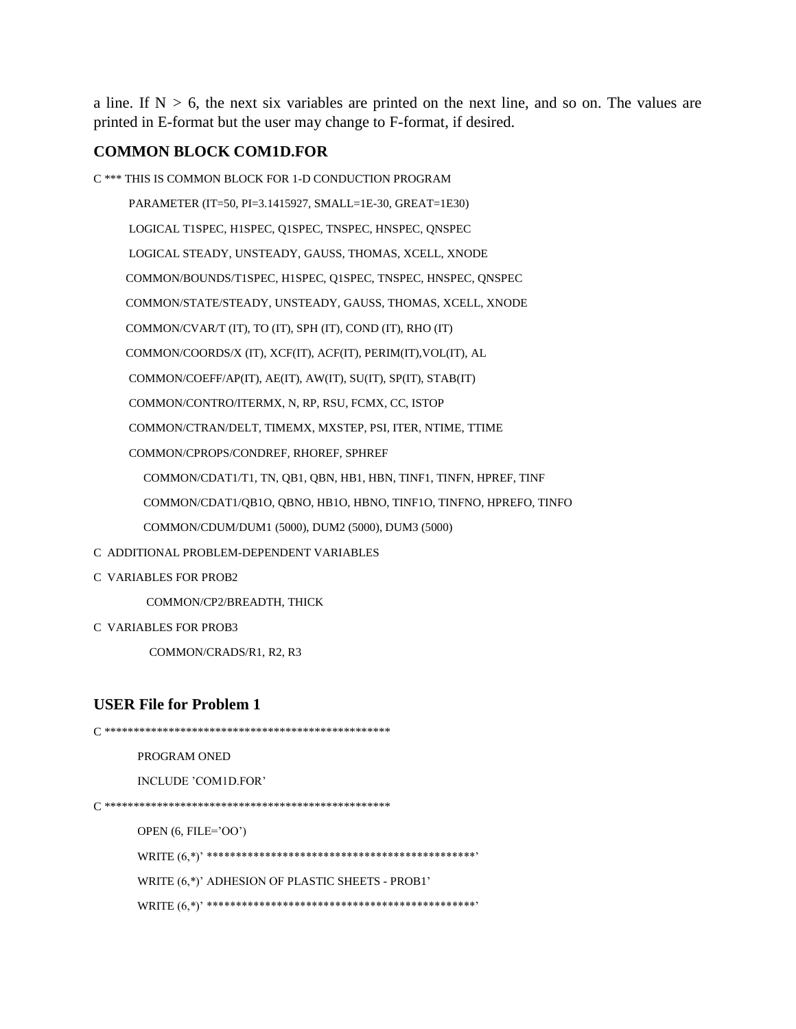a line. If N > 6, the next six variables are printed on the next line, and so on. The values are printed in E-format but the user may change to F-format, if desired.

## COMMON BLOCK COM1D.FOR

```
C *** THIS IS COMMON BLOCK FOR 1-D CONDUCTION PROGRAM
      PARAMETER (IT=50, PI=3.1415927, SMALL=1E-30, GREAT=1E30)
      LOGICAL T1SPEC, H1SPEC, Q1SPEC, TNSPEC, HNSPEC, QNSPEC
      LOGICAL STEADY, UNSTEADY, GAUSS, THOMAS, XCELL, XNODE
      COMMON/BOUNDS/T1SPEC, H1SPEC, Q1SPEC, TNSPEC, HNSPEC, QNSPEC
      COMMON/STATE/STEADY, UNSTEADY, GAUSS, THOMAS, XCELL, XNODE
      COMMON/CVAR/T (IT), TO (IT), SPH (IT), COND (IT), RHO (IT)
      COMMON/COORDS/X (IT), XCF(IT), ACF(IT), PERIM(IT),VOL(IT), AL
      COMMON/COEFF/AP(IT), AE(IT), AW(IT), SU(IT), SP(IT), STAB(IT)
      COMMON/CONTRO/ITERMX, N, RP, RSU, FCMX, CC, ISTOP
      COMMON/CTRAN/DELT, TIMEMX, MXSTEP, PSI, ITER, NTIME, TTIME
      COMMON/CPROPS/CONDREF, RHOREF, SPHREF
        COMMON/CDAT1/T1, TN, QB1, QBN, HB1, HBN, TINF1, TINFN, HPREF, TINF
        COMMON/CDAT1/QB1O, QBNO, HB1O, HBNO, TINF1O, TINFNO, HPREFO, TINFO
        COMMON/CDUM/DUM1 (5000), DUM2 (5000), DUM3 (5000)
C  ADDITIONAL PROBLEM-DEPENDENT VARIABLES
C  VARIABLES FOR PROB2
         COMMON/CP2/BREADTH, THICK
C  VARIABLES FOR PROB3
          COMMON/CRADS/R1, R2, R3
```

## USER File for Problem 1

```
C **************************************************
       PROGRAM ONED
       INCLUDE 'COM1D.FOR'
C **************************************************
       OPEN (6, FILE='OO')
       WRITE (6,*)' **********************************************'
       WRITE (6,*)' ADHESION OF PLASTIC SHEETS - PROB1'
       WRITE (6,*)' **********************************************'
```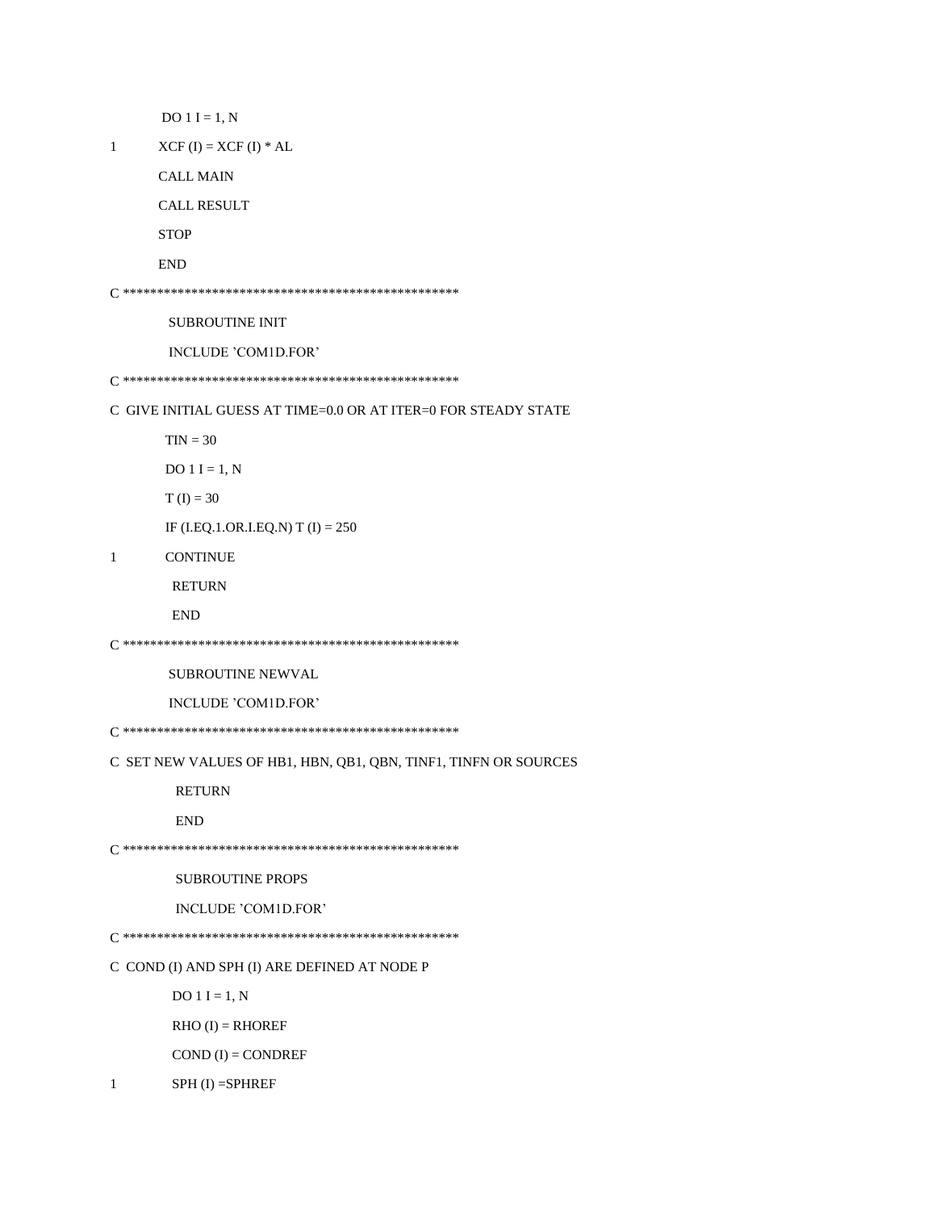```fortran
      DO 1 I = 1, N
1     XCF (I) = XCF (I) * AL
      CALL MAIN
      CALL RESULT
      STOP
      END
C **************************************************
      SUBROUTINE INIT
      INCLUDE 'COM1D.FOR'
C **************************************************
C  GIVE INITIAL GUESS AT TIME=0.0 OR AT ITER=0 FOR STEADY STATE
      TIN = 30
      DO 1 I = 1, N
      T (I) = 30
      IF (I.EQ.1.OR.I.EQ.N) T (I) = 250
1     CONTINUE
      RETURN
      END
C **************************************************
      SUBROUTINE NEWVAL
      INCLUDE 'COM1D.FOR'
C **************************************************
C  SET NEW VALUES OF HB1, HBN, QB1, QBN, TINF1, TINFN OR SOURCES
      RETURN
      END
C **************************************************
      SUBROUTINE PROPS
      INCLUDE 'COM1D.FOR'
C **************************************************
C  COND (I) AND SPH (I) ARE DEFINED AT NODE P
      DO 1 I = 1, N
      RHO (I) = RHOREF
      COND (I) = CONDREF
1     SPH (I) =SPHREF
```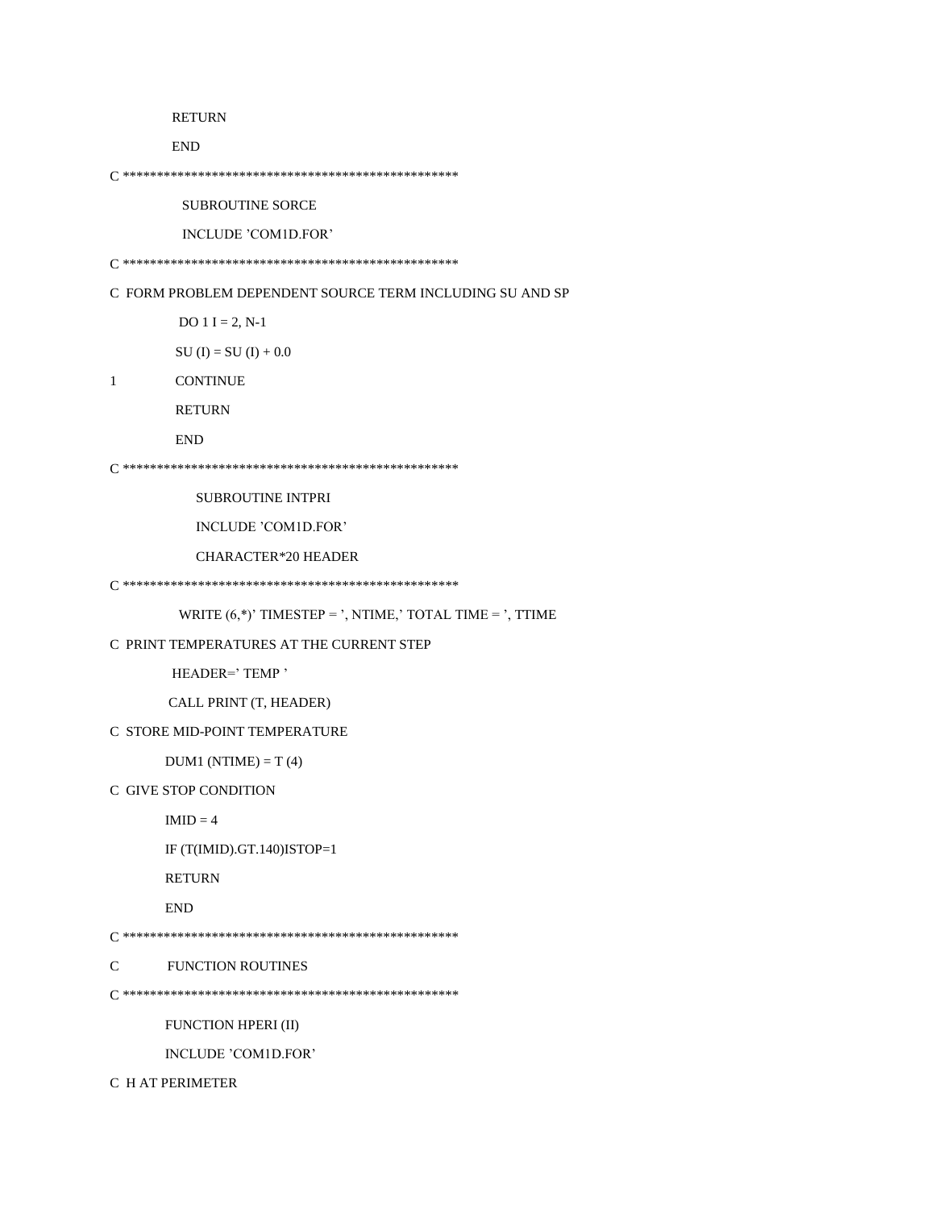```
      RETURN
      END
C *************************************************
      SUBROUTINE SORCE
      INCLUDE 'COM1D.FOR'
C *************************************************
C  FORM PROBLEM DEPENDENT SOURCE TERM INCLUDING SU AND SP
      DO 1 I = 2, N-1
      SU (I) = SU (I) + 0.0
1     CONTINUE
      RETURN
      END
C *************************************************
      SUBROUTINE INTPRI
      INCLUDE 'COM1D.FOR'
      CHARACTER*20 HEADER
C *************************************************
      WRITE (6,*)' TIMESTEP = ', NTIME,' TOTAL TIME = ', TTIME
C  PRINT TEMPERATURES AT THE CURRENT STEP
      HEADER=' TEMP '
      CALL PRINT (T, HEADER)
C  STORE MID-POINT TEMPERATURE
      DUM1 (NTIME) = T (4)
C  GIVE STOP CONDITION
      IMID = 4
      IF (T(IMID).GT.140)ISTOP=1
      RETURN
      END
C *************************************************
C     FUNCTION ROUTINES
C *************************************************
      FUNCTION HPERI (II)
      INCLUDE 'COM1D.FOR'
C  H AT PERIMETER
```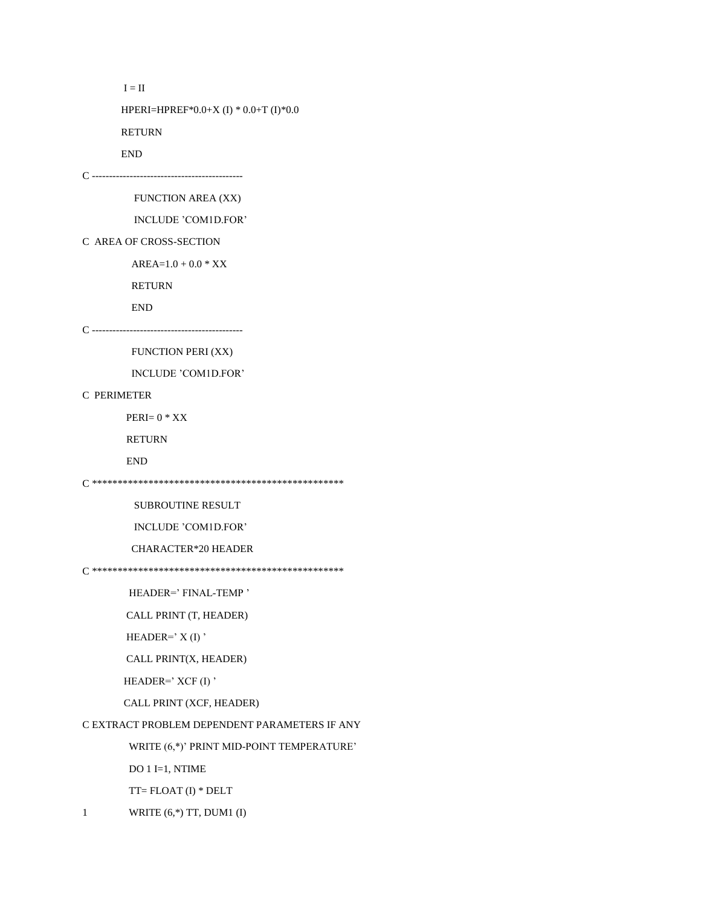```
      I = II
      HPERI=HPREF*0.0+X (I) * 0.0+T (I)*0.0
      RETURN
      END
C --------------------------------------------
        FUNCTION AREA (XX)
        INCLUDE 'COM1D.FOR'
C  AREA OF CROSS-SECTION
        AREA=1.0 + 0.0 * XX
        RETURN
        END
C --------------------------------------------
        FUNCTION PERI (XX)
        INCLUDE 'COM1D.FOR'
C  PERIMETER
       PERI= 0 * XX
       RETURN
       END
C **************************************************
        SUBROUTINE RESULT
        INCLUDE 'COM1D.FOR'
        CHARACTER*20 HEADER
C **************************************************
        HEADER=' FINAL-TEMP '
       CALL PRINT (T, HEADER)
       HEADER=' X (I) '
       CALL PRINT(X, HEADER)
      HEADER=' XCF (I) '
      CALL PRINT (XCF, HEADER)
C EXTRACT PROBLEM DEPENDENT PARAMETERS IF ANY
        WRITE (6,*)' PRINT MID-POINT TEMPERATURE'
        DO 1 I=1, NTIME
        TT= FLOAT (I) * DELT
1       WRITE (6,*) TT, DUM1 (I)
```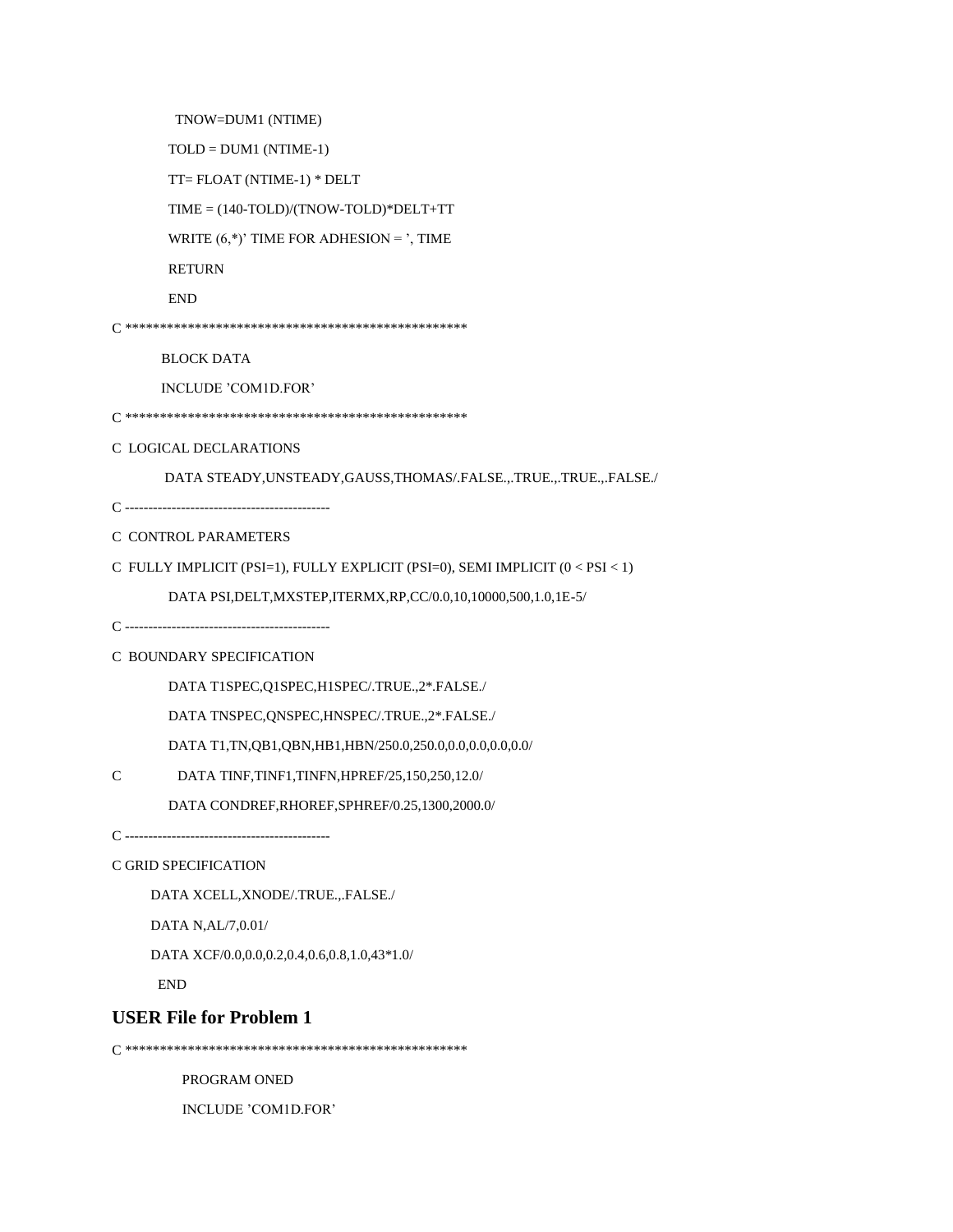```
      TNOW=DUM1 (NTIME)
      TOLD = DUM1 (NTIME-1)
      TT= FLOAT (NTIME-1) * DELT
      TIME = (140-TOLD)/(TNOW-TOLD)*DELT+TT
      WRITE (6,*)' TIME FOR ADHESION = ', TIME
      RETURN
      END
C **************************************************
      BLOCK DATA
      INCLUDE 'COM1D.FOR'
C **************************************************
C  LOGICAL DECLARATIONS
      DATA STEADY,UNSTEADY,GAUSS,THOMAS/.FALSE.,.TRUE.,.TRUE.,.FALSE./
C --------------------------------------------
C  CONTROL PARAMETERS
C  FULLY IMPLICIT (PSI=1), FULLY EXPLICIT (PSI=0), SEMI IMPLICIT (0 < PSI < 1)
      DATA PSI,DELT,MXSTEP,ITERMX,RP,CC/0.0,10,10000,500,1.0,1E-5/
C --------------------------------------------
C  BOUNDARY SPECIFICATION
      DATA T1SPEC,Q1SPEC,H1SPEC/.TRUE.,2*.FALSE./
      DATA TNSPEC,QNSPEC,HNSPEC/.TRUE.,2*.FALSE./
      DATA T1,TN,QB1,QBN,HB1,HBN/250.0,250.0,0.0,0.0,0.0,0.0/
C       DATA TINF,TINF1,TINFN,HPREF/25,150,250,12.0/
      DATA CONDREF,RHOREF,SPHREF/0.25,1300,2000.0/
C --------------------------------------------
C GRID SPECIFICATION
      DATA XCELL,XNODE/.TRUE.,.FALSE./
      DATA N,AL/7,0.01/
      DATA XCF/0.0,0.0,0.2,0.4,0.6,0.8,1.0,43*1.0/
      END
```

## USER File for Problem 1

```
C **************************************************
      PROGRAM ONED
      INCLUDE 'COM1D.FOR'
```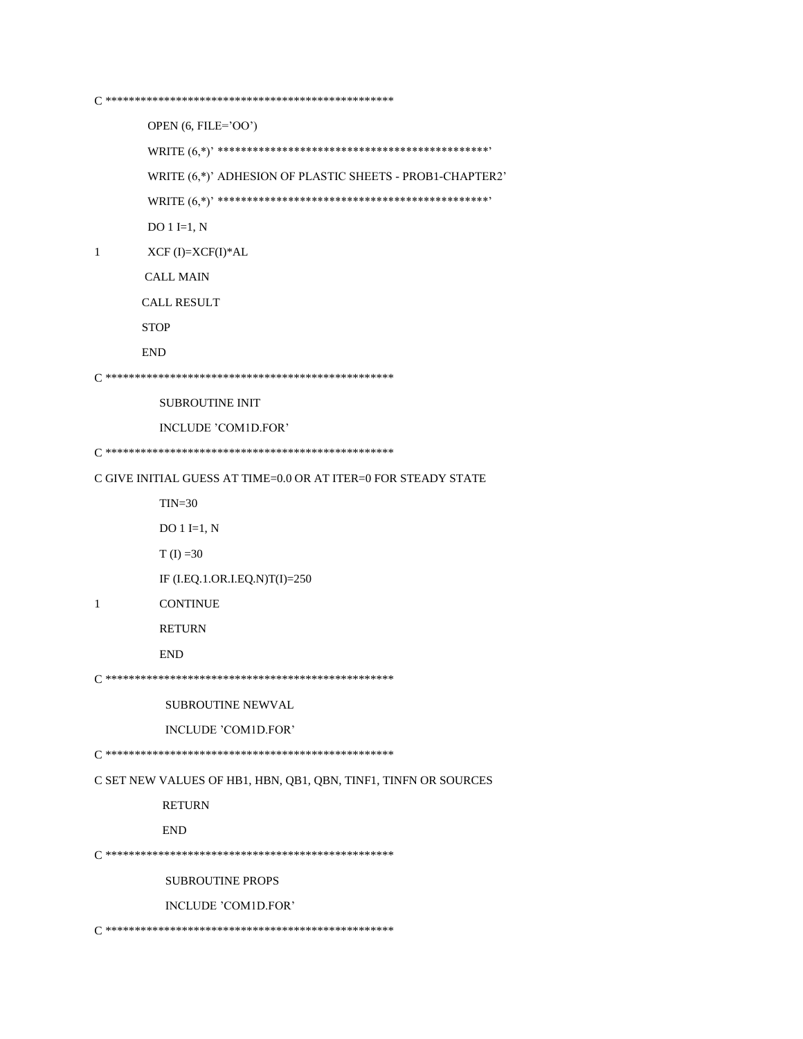```
C **************************************************
      OPEN (6, FILE='OO')
      WRITE (6,*)' *********************************************'
      WRITE (6,*)' ADHESION OF PLASTIC SHEETS - PROB1-CHAPTER2'
      WRITE (6,*)' *********************************************'
      DO 1 I=1, N
1     XCF (I)=XCF(I)*AL
      CALL MAIN
      CALL RESULT
      STOP
      END
C **************************************************
      SUBROUTINE INIT
      INCLUDE 'COM1D.FOR'
C **************************************************
C GIVE INITIAL GUESS AT TIME=0.0 OR AT ITER=0 FOR STEADY STATE
      TIN=30
      DO 1 I=1, N
      T (I) =30
      IF (I.EQ.1.OR.I.EQ.N)T(I)=250
1     CONTINUE
      RETURN
      END
C **************************************************
      SUBROUTINE NEWVAL
      INCLUDE 'COM1D.FOR'
C **************************************************
C SET NEW VALUES OF HB1, HBN, QB1, QBN, TINF1, TINFN OR SOURCES
      RETURN
      END
C **************************************************
      SUBROUTINE PROPS
      INCLUDE 'COM1D.FOR'
C **************************************************
```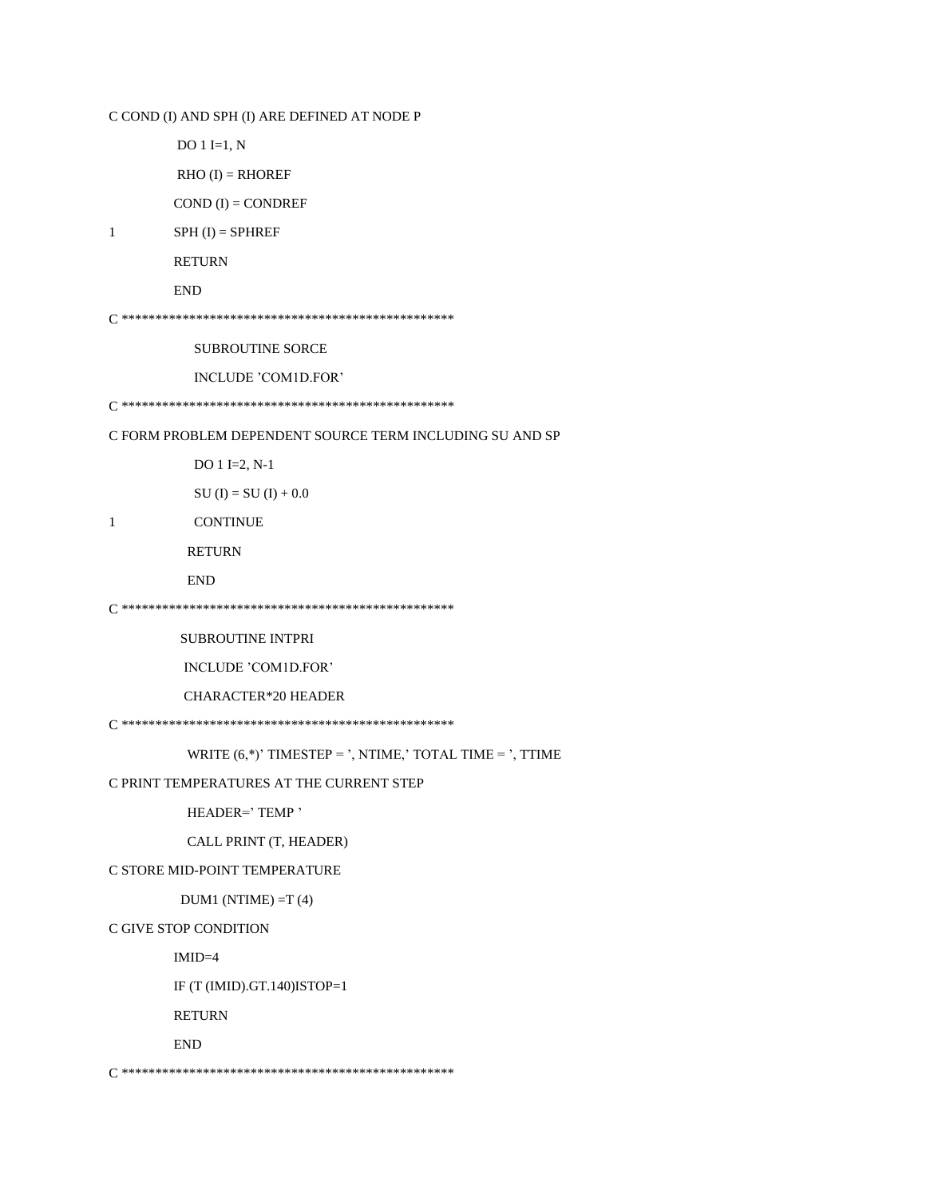```
C COND (I) AND SPH (I) ARE DEFINED AT NODE P
      DO 1 I=1, N
      RHO (I) = RHOREF
      COND (I) = CONDREF
1     SPH (I) = SPHREF
      RETURN
      END
C *************************************************
      SUBROUTINE SORCE
      INCLUDE 'COM1D.FOR'
C *************************************************
C FORM PROBLEM DEPENDENT SOURCE TERM INCLUDING SU AND SP
      DO 1 I=2, N-1
      SU (I) = SU (I) + 0.0
1     CONTINUE
      RETURN
      END
C *************************************************
      SUBROUTINE INTPRI
      INCLUDE 'COM1D.FOR'
      CHARACTER*20 HEADER
C *************************************************
      WRITE (6,*)' TIMESTEP = ', NTIME,' TOTAL TIME = ', TTIME
C PRINT TEMPERATURES AT THE CURRENT STEP
      HEADER=' TEMP '
      CALL PRINT (T, HEADER)
C STORE MID-POINT TEMPERATURE
      DUM1 (NTIME) =T (4)
C GIVE STOP CONDITION
      IMID=4
      IF (T (IMID).GT.140)ISTOP=1
      RETURN
      END
C *************************************************
```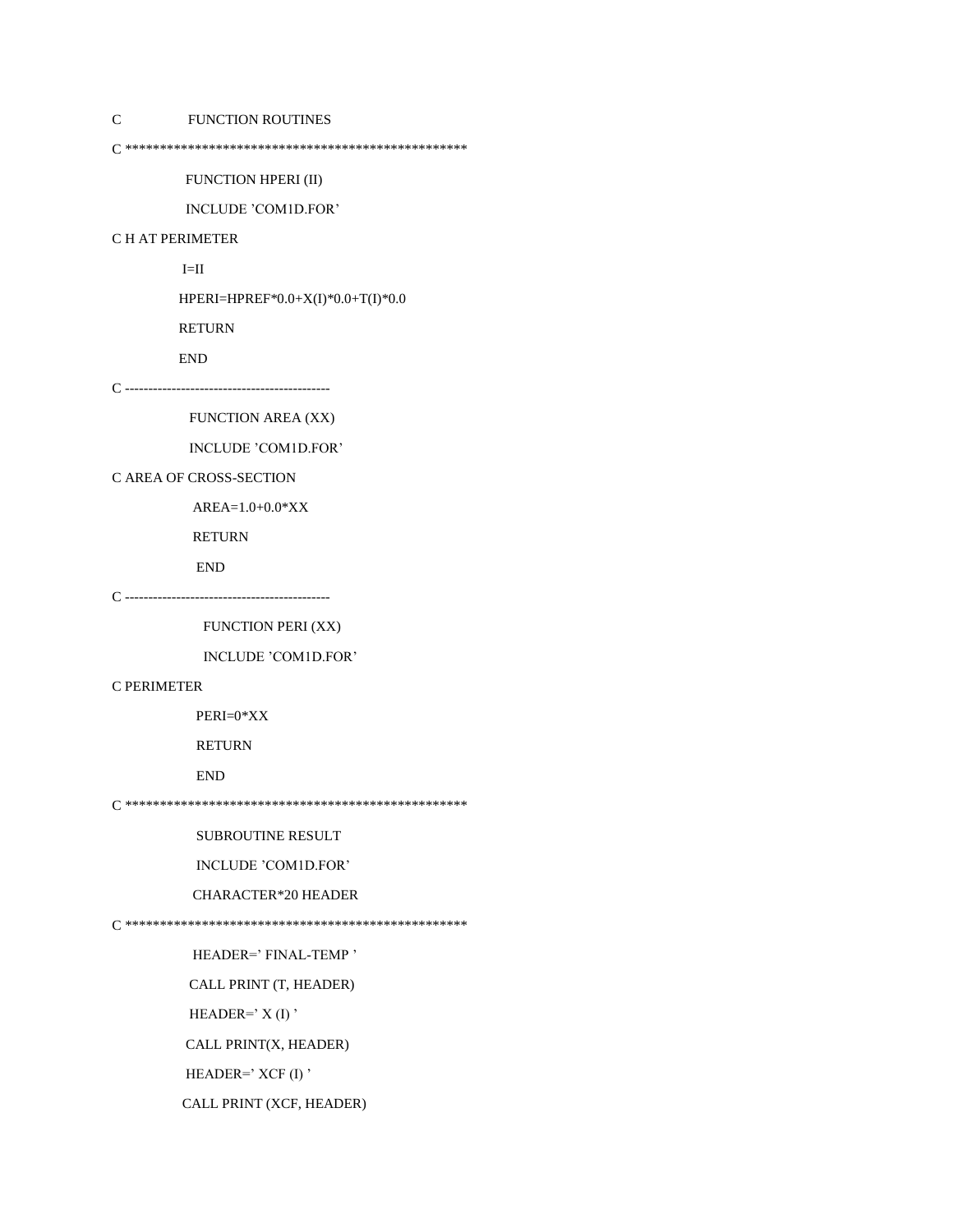```
C               FUNCTION ROUTINES
C ************************************************
              FUNCTION HPERI (II)
              INCLUDE 'COM1D.FOR'
C H AT PERIMETER
             I=II
             HPERI=HPREF*0.0+X(I)*0.0+T(I)*0.0
             RETURN
             END
C -------------------------------------------
              FUNCTION AREA (XX)
              INCLUDE 'COM1D.FOR'
C AREA OF CROSS-SECTION
               AREA=1.0+0.0*XX
               RETURN
               END
C -------------------------------------------
                FUNCTION PERI (XX)
                INCLUDE 'COM1D.FOR'
C PERIMETER
               PERI=0*XX
               RETURN
               END
C ************************************************
               SUBROUTINE RESULT
               INCLUDE 'COM1D.FOR'
               CHARACTER*20 HEADER
C ************************************************
               HEADER=' FINAL-TEMP '
              CALL PRINT (T, HEADER)
              HEADER=' X (I) '
             CALL PRINT(X, HEADER)
             HEADER=' XCF (I) '
            CALL PRINT (XCF, HEADER)
```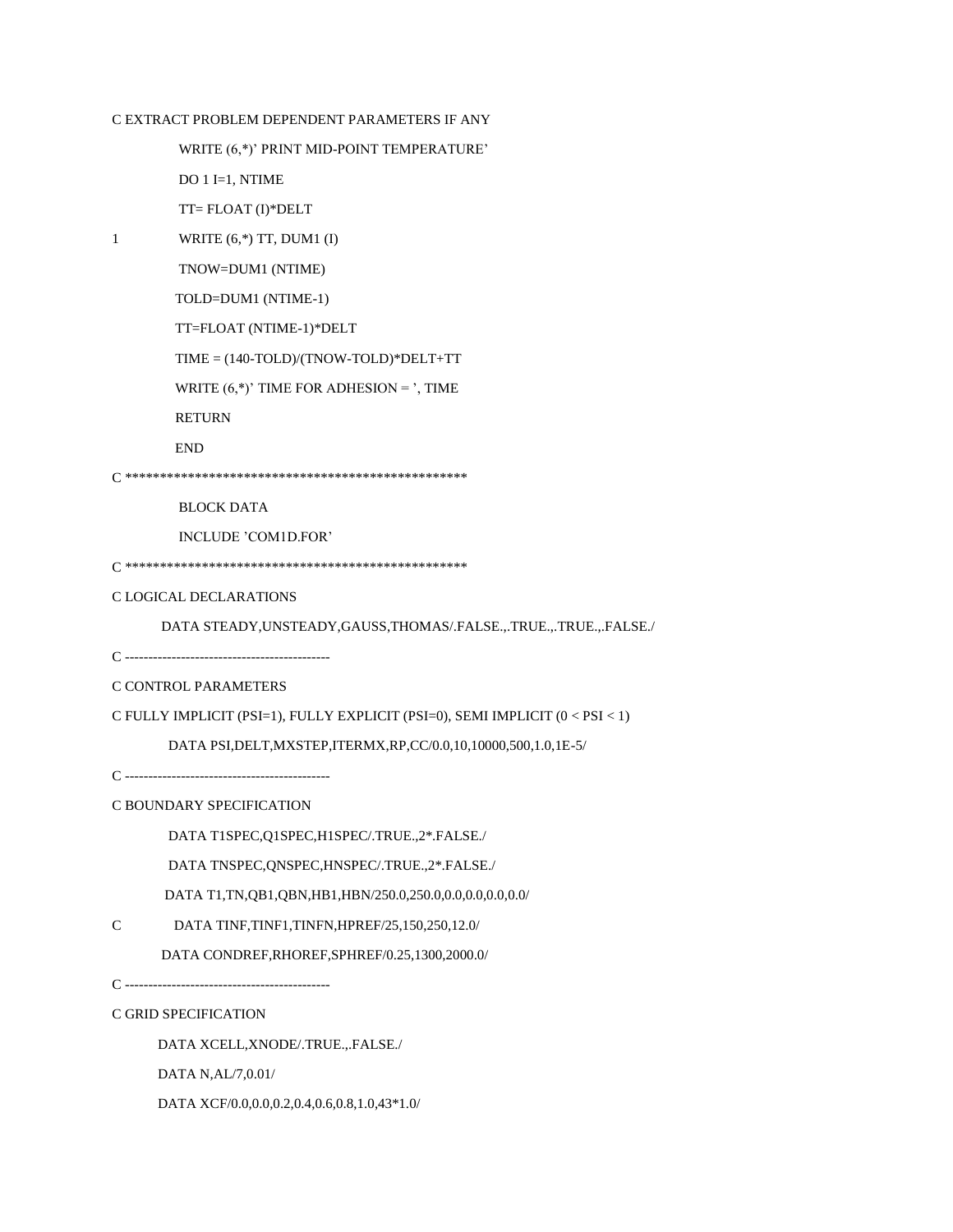```
C EXTRACT PROBLEM DEPENDENT PARAMETERS IF ANY
      WRITE (6,*)' PRINT MID-POINT TEMPERATURE'
      DO 1 I=1, NTIME
      TT= FLOAT (I)*DELT
1     WRITE (6,*) TT, DUM1 (I)
      TNOW=DUM1 (NTIME)
      TOLD=DUM1 (NTIME-1)
      TT=FLOAT (NTIME-1)*DELT
      TIME = (140-TOLD)/(TNOW-TOLD)*DELT+TT
      WRITE (6,*)' TIME FOR ADHESION = ', TIME
      RETURN
      END
C ***************************************************
      BLOCK DATA
      INCLUDE 'COM1D.FOR'
C ***************************************************
C LOGICAL DECLARATIONS
      DATA STEADY,UNSTEADY,GAUSS,THOMAS/.FALSE.,.TRUE.,.TRUE.,.FALSE./
C --------------------------------------------
C CONTROL PARAMETERS
C FULLY IMPLICIT (PSI=1), FULLY EXPLICIT (PSI=0), SEMI IMPLICIT (0 < PSI < 1)
      DATA PSI,DELT,MXSTEP,ITERMX,RP,CC/0.0,10,10000,500,1.0,1E-5/
C --------------------------------------------
C BOUNDARY SPECIFICATION
      DATA T1SPEC,Q1SPEC,H1SPEC/.TRUE.,2*.FALSE./
      DATA TNSPEC,QNSPEC,HNSPEC/.TRUE.,2*.FALSE./
      DATA T1,TN,QB1,QBN,HB1,HBN/250.0,250.0,0.0,0.0,0.0,0.0/
C     DATA TINF,TINF1,TINFN,HPREF/25,150,250,12.0/
      DATA CONDREF,RHOREF,SPHREF/0.25,1300,2000.0/
C --------------------------------------------
C GRID SPECIFICATION
      DATA XCELL,XNODE/.TRUE.,.FALSE./
      DATA N,AL/7,0.01/
      DATA XCF/0.0,0.0,0.2,0.4,0.6,0.8,1.0,43*1.0/
```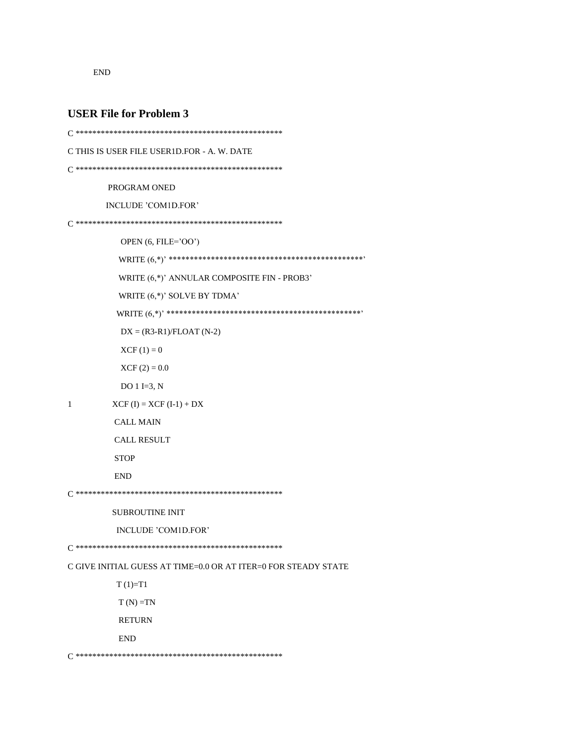```
      END
```

## USER File for Problem 3

```
C ***************************************************
C THIS IS USER FILE USER1D.FOR - A. W. DATE
C ***************************************************
      PROGRAM ONED
      INCLUDE 'COM1D.FOR'
C ***************************************************
      OPEN (6, FILE='OO')
      WRITE (6,*)' *********************************************'
      WRITE (6,*)' ANNULAR COMPOSITE FIN - PROB3'
      WRITE (6,*)' SOLVE BY TDMA'
      WRITE (6,*)' *********************************************'
      DX = (R3-R1)/FLOAT (N-2)
      XCF (1) = 0
      XCF (2) = 0.0
      DO 1 I=3, N
1     XCF (I) = XCF (I-1) + DX
      CALL MAIN
      CALL RESULT
      STOP
      END
C ***************************************************
      SUBROUTINE INIT
      INCLUDE 'COM1D.FOR'
C ***************************************************
C GIVE INITIAL GUESS AT TIME=0.0 OR AT ITER=0 FOR STEADY STATE
      T (1)=T1
      T (N) =TN
      RETURN
      END
C ***************************************************
```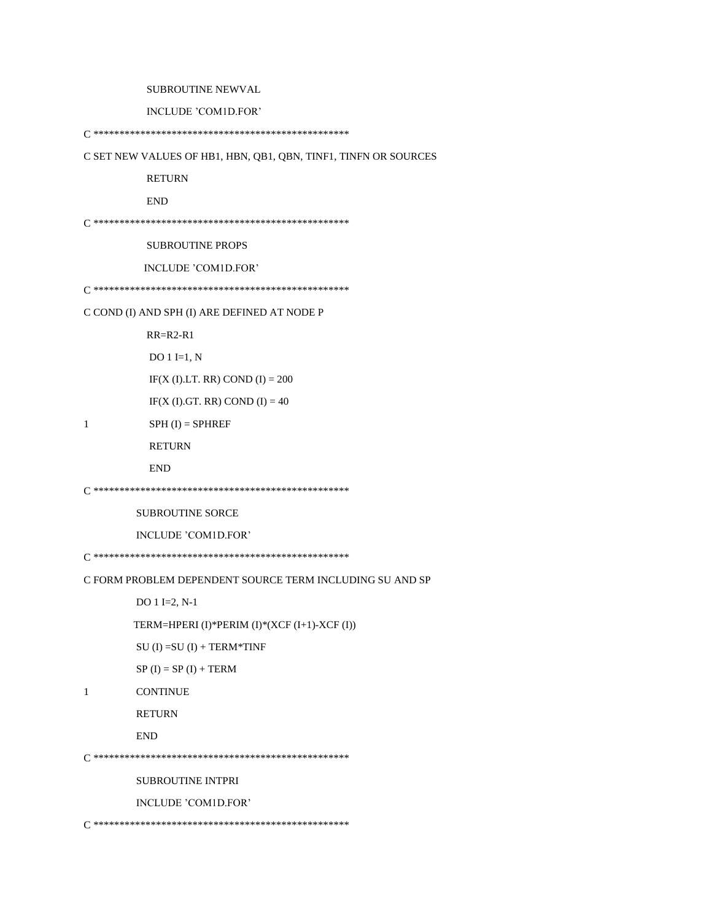```
      SUBROUTINE NEWVAL
      INCLUDE 'COM1D.FOR'
C ***************************************************
C SET NEW VALUES OF HB1, HBN, QB1, QBN, TINF1, TINFN OR SOURCES
      RETURN
      END
C ***************************************************
      SUBROUTINE PROPS
      INCLUDE 'COM1D.FOR'
C ***************************************************
C COND (I) AND SPH (I) ARE DEFINED AT NODE P
      RR=R2-R1
      DO 1 I=1, N
      IF(X (I).LT. RR) COND (I) = 200
      IF(X (I).GT. RR) COND (I) = 40
1     SPH (I) = SPHREF
      RETURN
      END
C ***************************************************
      SUBROUTINE SORCE
      INCLUDE 'COM1D.FOR'
C ***************************************************
C FORM PROBLEM DEPENDENT SOURCE TERM INCLUDING SU AND SP
      DO 1 I=2, N-1
      TERM=HPERI (I)*PERIM (I)*(XCF (I+1)-XCF (I))
      SU (I) =SU (I) + TERM*TINF
      SP (I) = SP (I) + TERM
1     CONTINUE
      RETURN
      END
C ***************************************************
      SUBROUTINE INTPRI
      INCLUDE 'COM1D.FOR'
C ***************************************************
```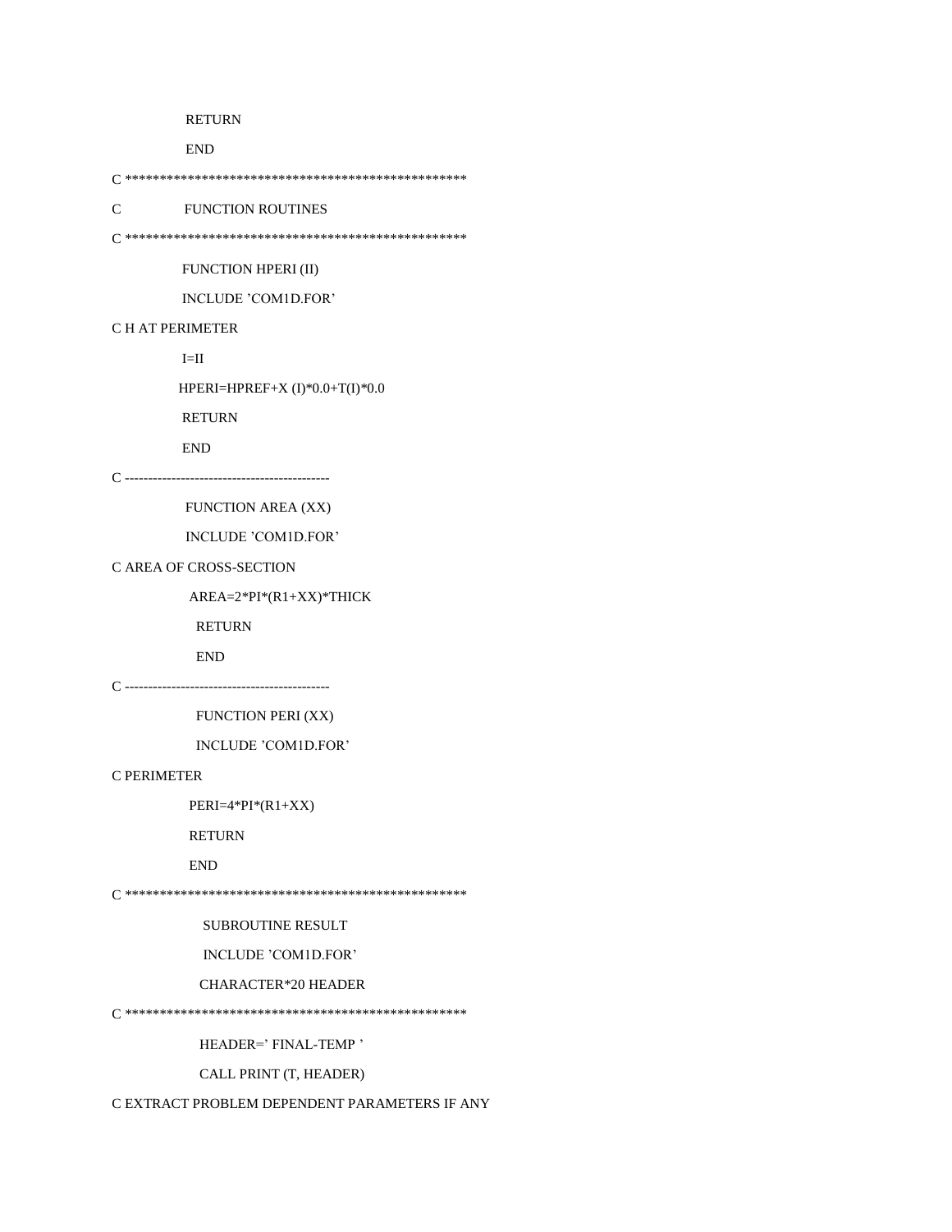```
      RETURN
      END
C ***************************************************
C             FUNCTION ROUTINES
C ***************************************************
      FUNCTION HPERI (II)
      INCLUDE 'COM1D.FOR'
C H AT PERIMETER
      I=II
      HPERI=HPREF+X (I)*0.0+T(I)*0.0
      RETURN
      END
C --------------------------------------------
      FUNCTION AREA (XX)
      INCLUDE 'COM1D.FOR'
C AREA OF CROSS-SECTION
      AREA=2*PI*(R1+XX)*THICK
      RETURN
      END
C --------------------------------------------
      FUNCTION PERI (XX)
      INCLUDE 'COM1D.FOR'
C PERIMETER
      PERI=4*PI*(R1+XX)
      RETURN
      END
C ***************************************************
      SUBROUTINE RESULT
      INCLUDE 'COM1D.FOR'
      CHARACTER*20 HEADER
C ***************************************************
      HEADER=' FINAL-TEMP '
      CALL PRINT (T, HEADER)
C EXTRACT PROBLEM DEPENDENT PARAMETERS IF ANY
```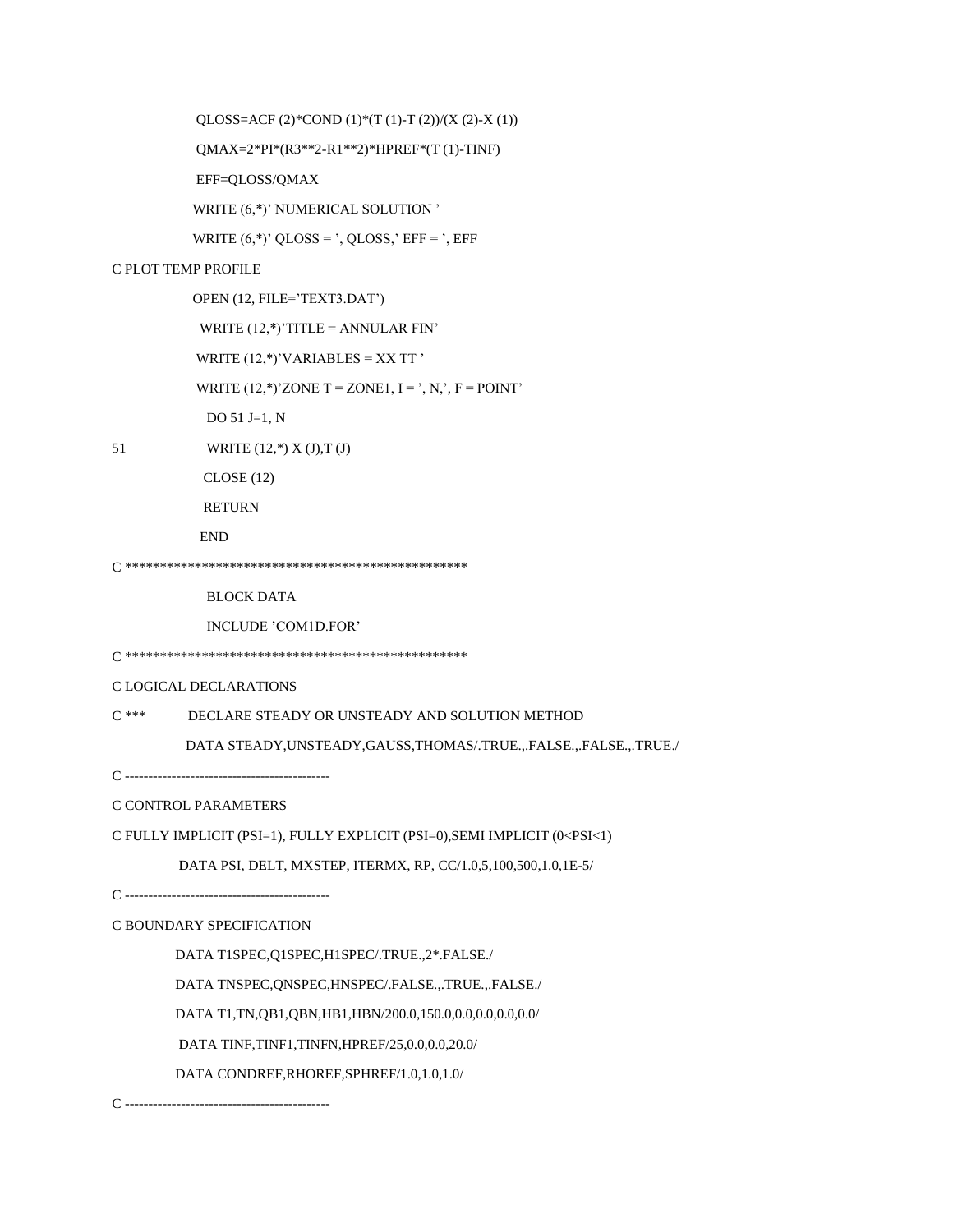```
      QLOSS=ACF (2)*COND (1)*(T (1)-T (2))/(X (2)-X (1))
      QMAX=2*PI*(R3**2-R1**2)*HPREF*(T (1)-TINF)
      EFF=QLOSS/QMAX
      WRITE (6,*)' NUMERICAL SOLUTION '
      WRITE (6,*)' QLOSS = ', QLOSS,' EFF = ', EFF
C PLOT TEMP PROFILE
      OPEN (12, FILE='TEXT3.DAT')
      WRITE (12,*)'TITLE = ANNULAR FIN'
      WRITE (12,*)'VARIABLES = XX TT '
      WRITE (12,*)'ZONE T = ZONE1, I = ', N,', F = POINT'
      DO 51 J=1, N
51    WRITE (12,*) X (J),T (J)
      CLOSE (12)
      RETURN
      END
C ************************************************
      BLOCK DATA
      INCLUDE 'COM1D.FOR'
C ************************************************
C LOGICAL DECLARATIONS
C ***   DECLARE STEADY OR UNSTEADY AND SOLUTION METHOD
      DATA STEADY,UNSTEADY,GAUSS,THOMAS/.TRUE.,.FALSE.,.FALSE.,.TRUE./
C ---------------------------------------------
C CONTROL PARAMETERS
C FULLY IMPLICIT (PSI=1), FULLY EXPLICIT (PSI=0),SEMI IMPLICIT (0<PSI<1)
      DATA PSI, DELT, MXSTEP, ITERMX, RP, CC/1.0,5,100,500,1.0,1E-5/
C ---------------------------------------------
C BOUNDARY SPECIFICATION
      DATA T1SPEC,Q1SPEC,H1SPEC/.TRUE.,2*.FALSE./
      DATA TNSPEC,QNSPEC,HNSPEC/.FALSE.,.TRUE.,.FALSE./
      DATA T1,TN,QB1,QBN,HB1,HBN/200.0,150.0,0.0,0.0,0.0,0.0/
      DATA TINF,TINF1,TINFN,HPREF/25,0.0,0.0,20.0/
      DATA CONDREF,RHOREF,SPHREF/1.0,1.0,1.0/
C ---------------------------------------------
```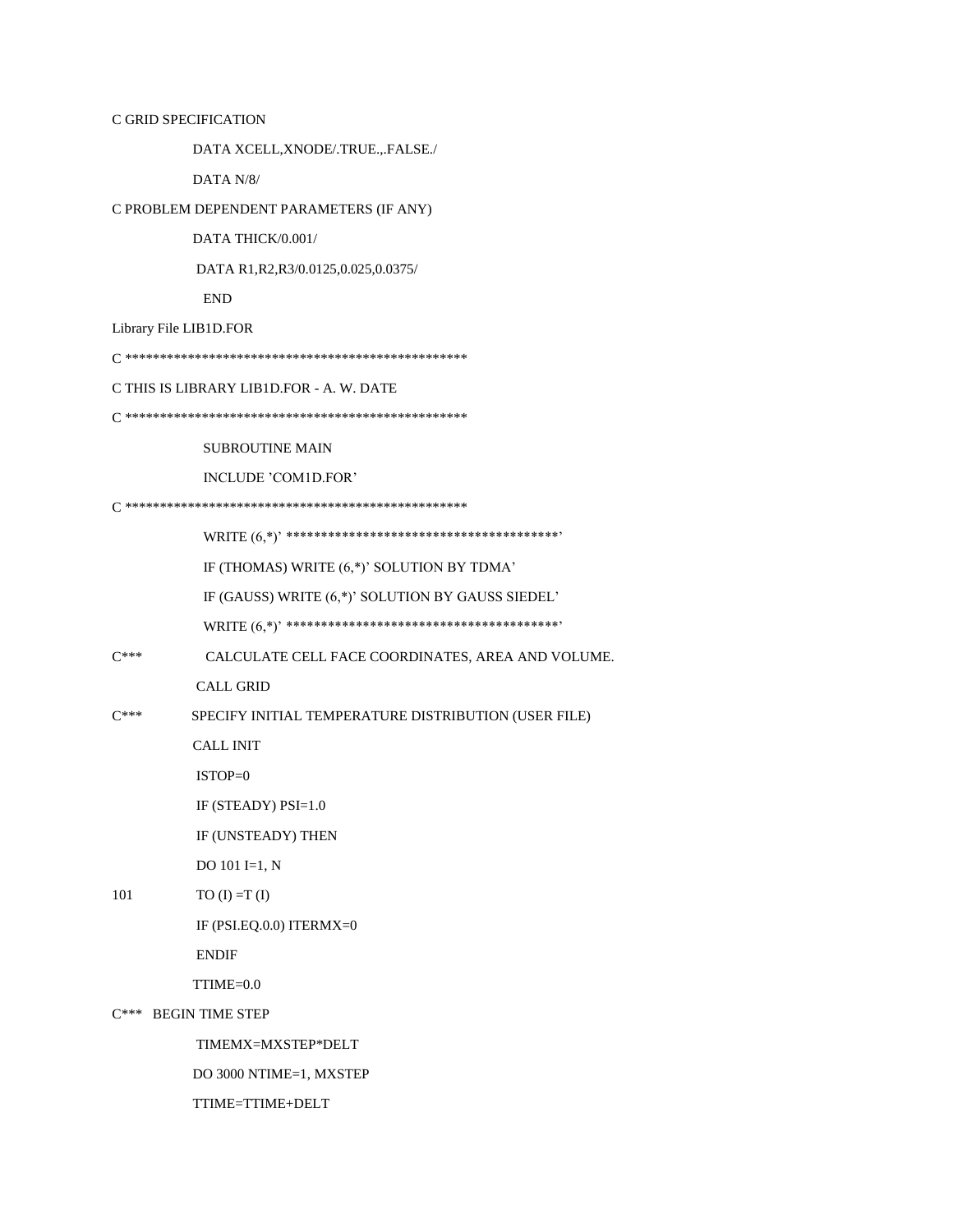```
C GRID SPECIFICATION
      DATA XCELL,XNODE/.TRUE.,.FALSE./
      DATA N/8/
C PROBLEM DEPENDENT PARAMETERS (IF ANY)
      DATA THICK/0.001/
      DATA R1,R2,R3/0.0125,0.025,0.0375/
      END
```

Library File LIB1D.FOR

```
C ***************************************************
C THIS IS LIBRARY LIB1D.FOR - A. W. DATE
C ***************************************************
      SUBROUTINE MAIN
      INCLUDE 'COM1D.FOR'
C ***************************************************
      WRITE (6,*)' ****************************************'
      IF (THOMAS) WRITE (6,*)' SOLUTION BY TDMA'
      IF (GAUSS) WRITE (6,*)' SOLUTION BY GAUSS SIEDEL'
      WRITE (6,*)' ****************************************'
C***  CALCULATE CELL FACE COORDINATES, AREA AND VOLUME.
      CALL GRID
C***  SPECIFY INITIAL TEMPERATURE DISTRIBUTION (USER FILE)
      CALL INIT
      ISTOP=0
      IF (STEADY) PSI=1.0
      IF (UNSTEADY) THEN
      DO 101 I=1, N
101   TO (I) =T (I)
      IF (PSI.EQ.0.0) ITERMX=0
      ENDIF
      TTIME=0.0
C***  BEGIN TIME STEP
      TIMEMX=MXSTEP*DELT
      DO 3000 NTIME=1, MXSTEP
      TTIME=TTIME+DELT
```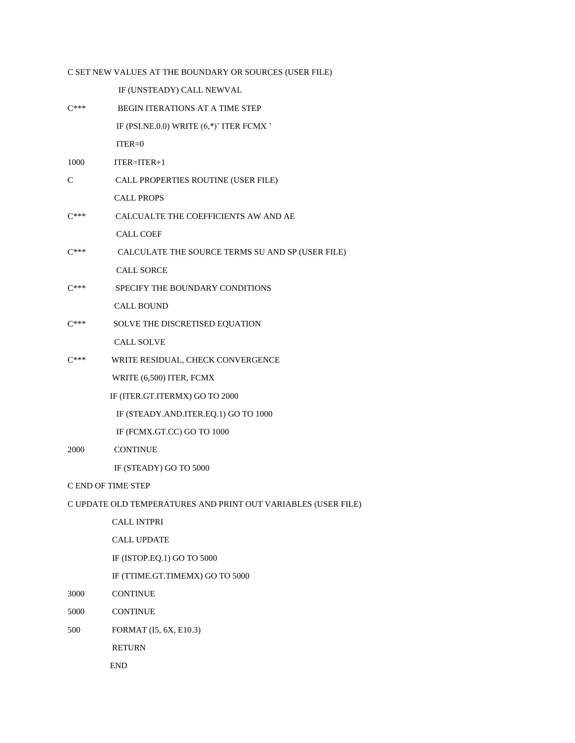```
C SET NEW VALUES AT THE BOUNDARY OR SOURCES (USER FILE)
      IF (UNSTEADY) CALL NEWVAL
C***  BEGIN ITERATIONS AT A TIME STEP
      IF (PSI.NE.0.0) WRITE (6,*)' ITER FCMX '
      ITER=0
1000  ITER=ITER+1
C     CALL PROPERTIES ROUTINE (USER FILE)
      CALL PROPS
C***  CALCUALTE THE COEFFICIENTS AW AND AE
      CALL COEF
C***  CALCULATE THE SOURCE TERMS SU AND SP (USER FILE)
      CALL SORCE
C***  SPECIFY THE BOUNDARY CONDITIONS
      CALL BOUND
C***  SOLVE THE DISCRETISED EQUATION
      CALL SOLVE
C***  WRITE RESIDUAL, CHECK CONVERGENCE
      WRITE (6,500) ITER, FCMX
      IF (ITER.GT.ITERMX) GO TO 2000
      IF (STEADY.AND.ITER.EQ.1) GO TO 1000
      IF (FCMX.GT.CC) GO TO 1000
2000  CONTINUE
      IF (STEADY) GO TO 5000
C END OF TIME STEP
C UPDATE OLD TEMPERATURES AND PRINT OUT VARIABLES (USER FILE)
      CALL INTPRI
      CALL UPDATE
      IF (ISTOP.EQ.1) GO TO 5000
      IF (TTIME.GT.TIMEMX) GO TO 5000
3000  CONTINUE
5000  CONTINUE
500   FORMAT (I5, 6X, E10.3)
      RETURN
      END
```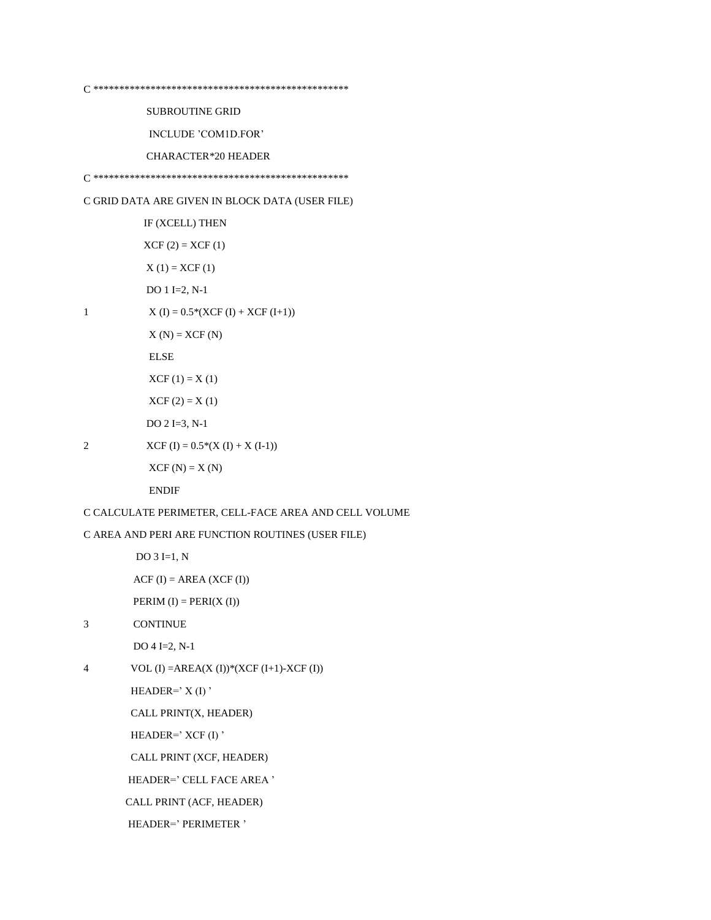```
C ***************************************************
      SUBROUTINE GRID
      INCLUDE 'COM1D.FOR'
      CHARACTER*20 HEADER
C ***************************************************
C GRID DATA ARE GIVEN IN BLOCK DATA (USER FILE)
      IF (XCELL) THEN
      XCF (2) = XCF (1)
      X (1) = XCF (1)
      DO 1 I=2, N-1
1     X (I) = 0.5*(XCF (I) + XCF (I+1))
      X (N) = XCF (N)
      ELSE
      XCF (1) = X (1)
      XCF (2) = X (1)
      DO 2 I=3, N-1
2     XCF (I) = 0.5*(X (I) + X (I-1))
      XCF (N) = X (N)
      ENDIF
C CALCULATE PERIMETER, CELL-FACE AREA AND CELL VOLUME
C AREA AND PERI ARE FUNCTION ROUTINES (USER FILE)
      DO 3 I=1, N
      ACF (I) = AREA (XCF (I))
      PERIM (I) = PERI(X (I))
3     CONTINUE
      DO 4 I=2, N-1
4     VOL (I) =AREA(X (I))*(XCF (I+1)-XCF (I))
      HEADER=' X (I) '
      CALL PRINT(X, HEADER)
      HEADER=' XCF (I) '
      CALL PRINT (XCF, HEADER)
      HEADER=' CELL FACE AREA '
      CALL PRINT (ACF, HEADER)
      HEADER=' PERIMETER '
```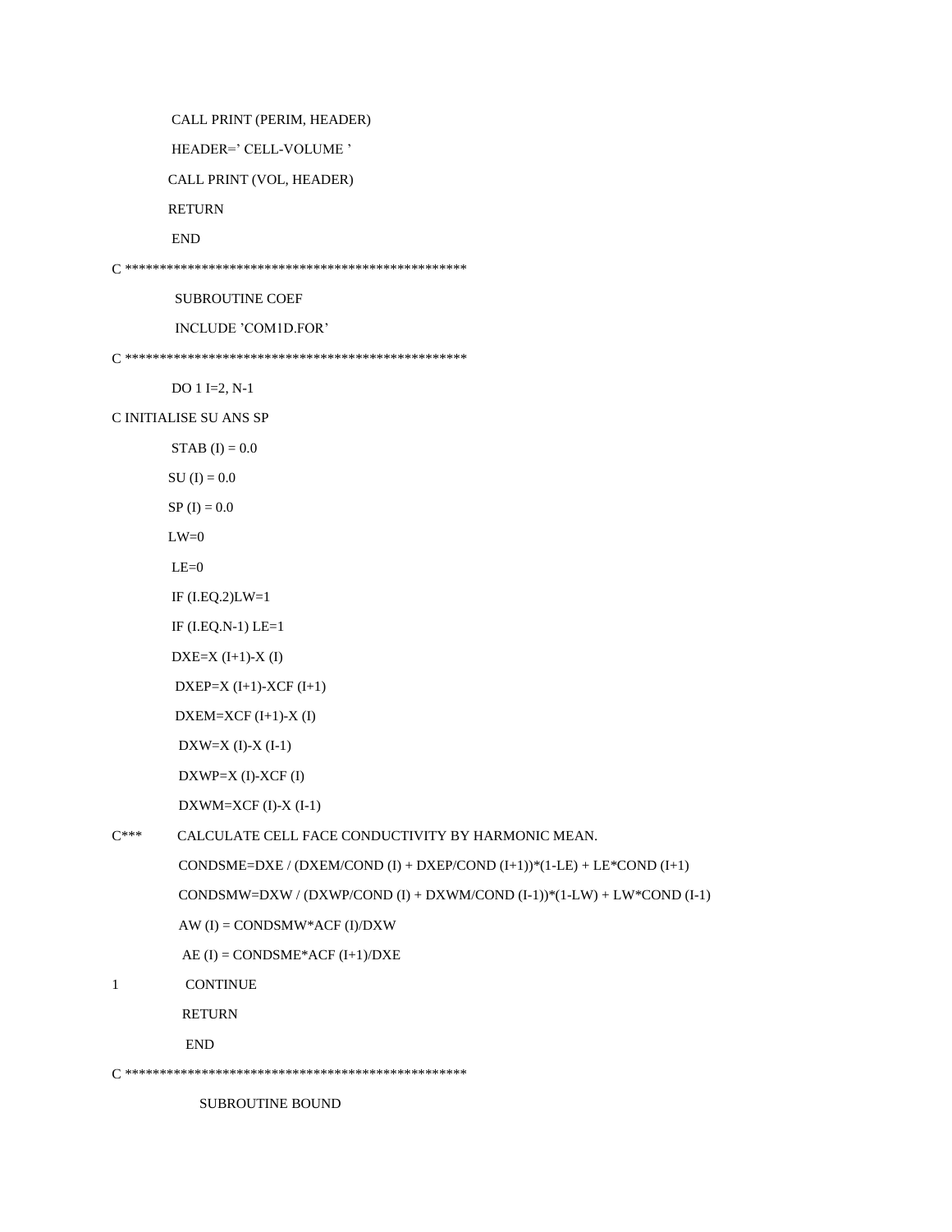```
      CALL PRINT (PERIM, HEADER)
      HEADER=' CELL-VOLUME '
      CALL PRINT (VOL, HEADER)
      RETURN
      END
C ***************************************************
      SUBROUTINE COEF
      INCLUDE 'COM1D.FOR'
C ***************************************************
      DO 1 I=2, N-1
C INITIALISE SU ANS SP
      STAB (I) = 0.0
      SU (I) = 0.0
      SP (I) = 0.0
      LW=0
      LE=0
      IF (I.EQ.2)LW=1
      IF (I.EQ.N-1) LE=1
      DXE=X (I+1)-X (I)
      DXEP=X (I+1)-XCF (I+1)
      DXEM=XCF (I+1)-X (I)
      DXW=X (I)-X (I-1)
      DXWP=X (I)-XCF (I)
      DXWM=XCF (I)-X (I-1)
C***  CALCULATE CELL FACE CONDUCTIVITY BY HARMONIC MEAN.
      CONDSME=DXE / (DXEM/COND (I) + DXEP/COND (I+1))*(1-LE) + LE*COND (I+1)
      CONDSMW=DXW / (DXWP/COND (I) + DXWM/COND (I-1))*(1-LW) + LW*COND (I-1)
      AW (I) = CONDSMW*ACF (I)/DXW
      AE (I) = CONDSME*ACF (I+1)/DXE
1     CONTINUE
      RETURN
      END
C ***************************************************
      SUBROUTINE BOUND
```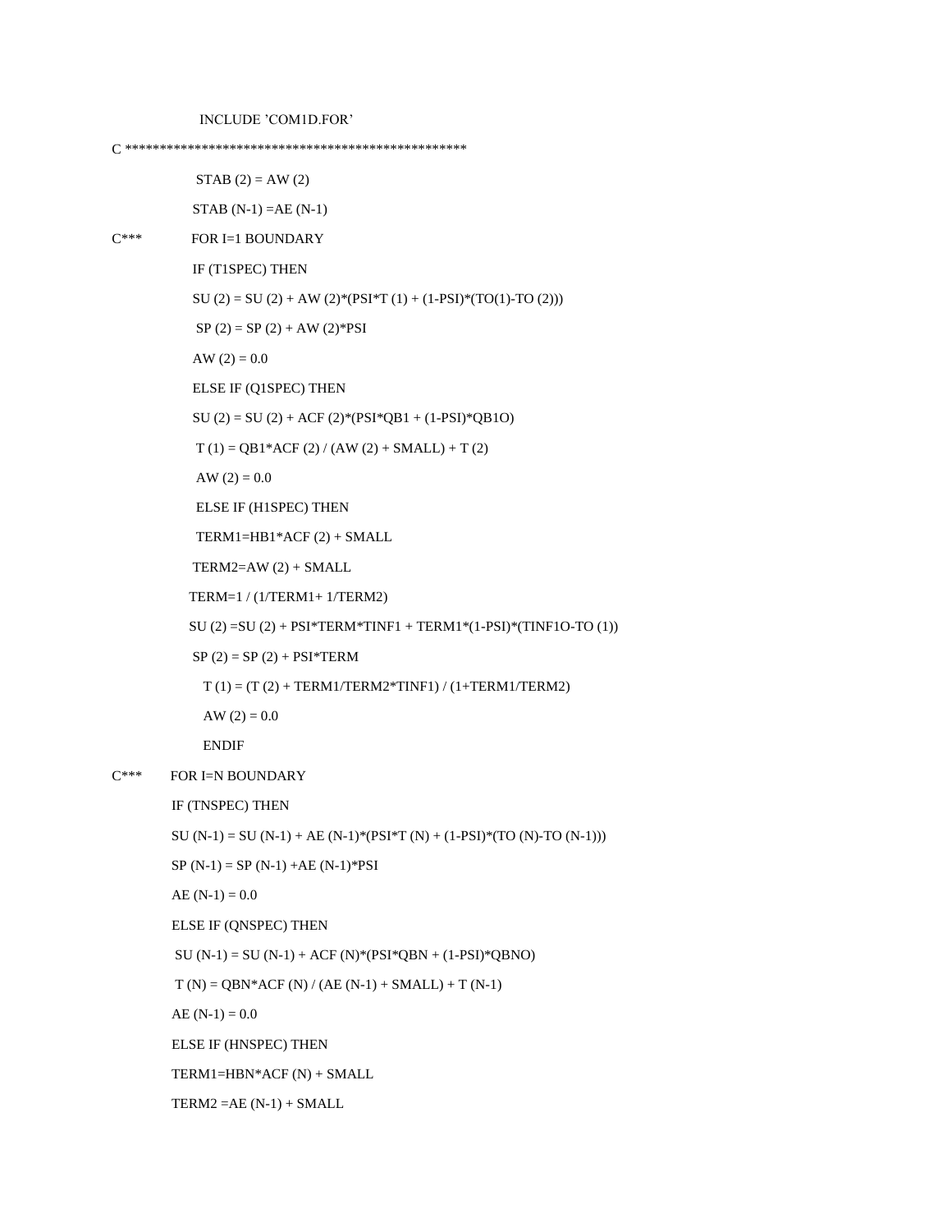```
      INCLUDE 'COM1D.FOR'
C ************************************************
      STAB (2) = AW (2)
      STAB (N-1) =AE (N-1)
C***  FOR I=1 BOUNDARY
      IF (T1SPEC) THEN
      SU (2) = SU (2) + AW (2)*(PSI*T (1) + (1-PSI)*(TO(1)-TO (2)))
      SP (2) = SP (2) + AW (2)*PSI
      AW (2) = 0.0
      ELSE IF (Q1SPEC) THEN
      SU (2) = SU (2) + ACF (2)*(PSI*QB1 + (1-PSI)*QB1O)
      T (1) = QB1*ACF (2) / (AW (2) + SMALL) + T (2)
      AW (2) = 0.0
      ELSE IF (H1SPEC) THEN
      TERM1=HB1*ACF (2) + SMALL
      TERM2=AW (2) + SMALL
      TERM=1 / (1/TERM1+ 1/TERM2)
      SU (2) =SU (2) + PSI*TERM*TINF1 + TERM1*(1-PSI)*(TINF1O-TO (1))
      SP (2) = SP (2) + PSI*TERM
      T (1) = (T (2) + TERM1/TERM2*TINF1) / (1+TERM1/TERM2)
      AW (2) = 0.0
      ENDIF
C***  FOR I=N BOUNDARY
      IF (TNSPEC) THEN
      SU (N-1) = SU (N-1) + AE (N-1)*(PSI*T (N) + (1-PSI)*(TO (N)-TO (N-1)))
      SP (N-1) = SP (N-1) +AE (N-1)*PSI
      AE (N-1) = 0.0
      ELSE IF (QNSPEC) THEN
      SU (N-1) = SU (N-1) + ACF (N)*(PSI*QBN + (1-PSI)*QBNO)
      T (N) = QBN*ACF (N) / (AE (N-1) + SMALL) + T (N-1)
      AE (N-1) = 0.0
      ELSE IF (HNSPEC) THEN
      TERM1=HBN*ACF (N) + SMALL
      TERM2 =AE (N-1) + SMALL
```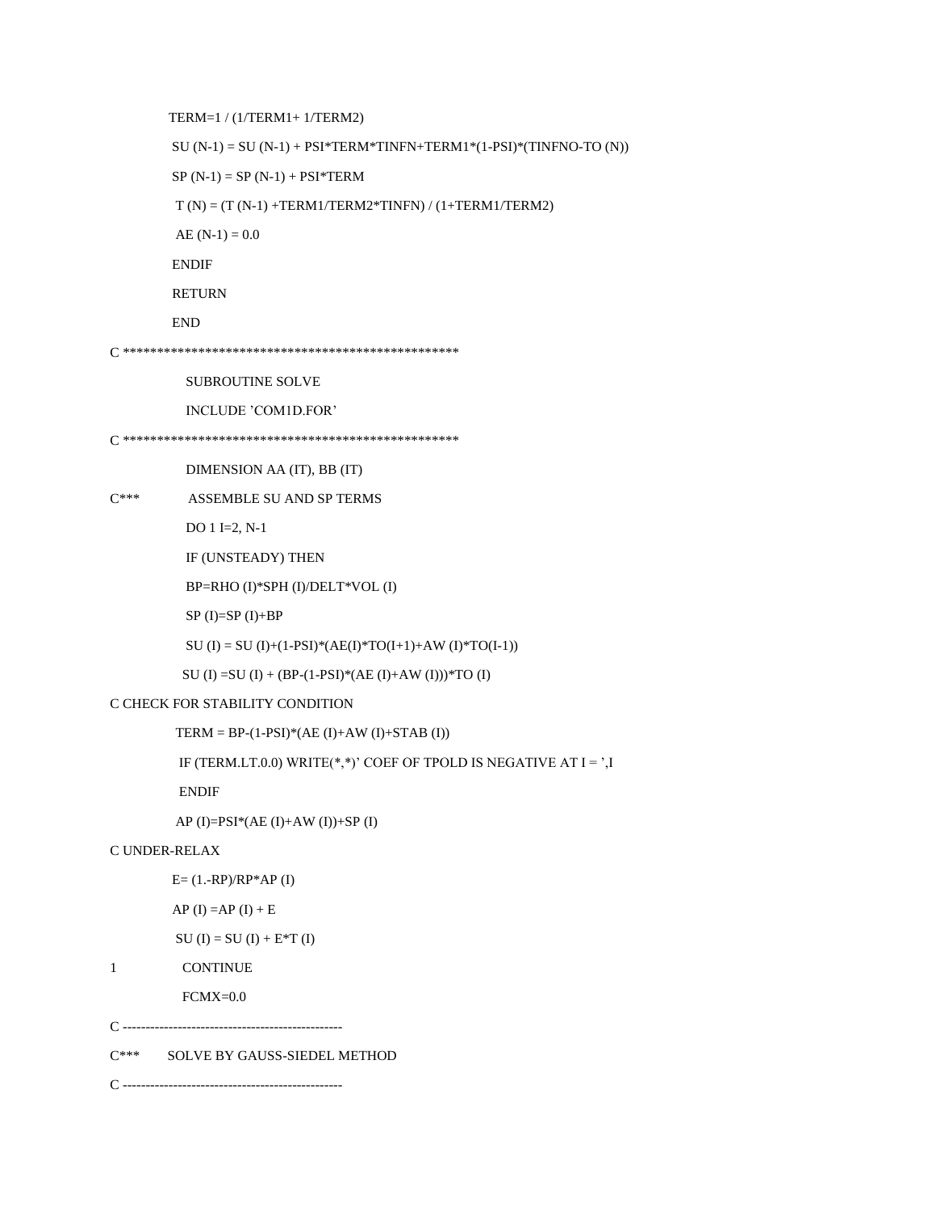```
      TERM=1 / (1/TERM1+ 1/TERM2)
      SU (N-1) = SU (N-1) + PSI*TERM*TINFN+TERM1*(1-PSI)*(TINFNO-TO (N))
      SP (N-1) = SP (N-1) + PSI*TERM
       T (N) = (T (N-1) +TERM1/TERM2*TINFN) / (1+TERM1/TERM2)
       AE (N-1) = 0.0
      ENDIF
      RETURN
      END
C *************************************************
        SUBROUTINE SOLVE
        INCLUDE 'COM1D.FOR'
C *************************************************
        DIMENSION AA (IT), BB (IT)
C***     ASSEMBLE SU AND SP TERMS
        DO 1 I=2, N-1
        IF (UNSTEADY) THEN
        BP=RHO (I)*SPH (I)/DELT*VOL (I)
        SP (I)=SP (I)+BP
        SU (I) = SU (I)+(1-PSI)*(AE(I)*TO(I+1)+AW (I)*TO(I-1))
       SU (I) =SU (I) + (BP-(1-PSI)*(AE (I)+AW (I)))*TO (I)
C CHECK FOR STABILITY CONDITION
       TERM = BP-(1-PSI)*(AE (I)+AW (I)+STAB (I))
        IF (TERM.LT.0.0) WRITE(*,*)' COEF OF TPOLD IS NEGATIVE AT I = ',I
        ENDIF
       AP (I)=PSI*(AE (I)+AW (I))+SP (I)
C UNDER-RELAX
      E= (1.-RP)/RP*AP (I)
      AP (I) =AP (I) + E
       SU (I) = SU (I) + E*T (I)
1       CONTINUE
       FCMX=0.0
C ------------------------------------------------
C***   SOLVE BY GAUSS-SIEDEL METHOD
C ------------------------------------------------
```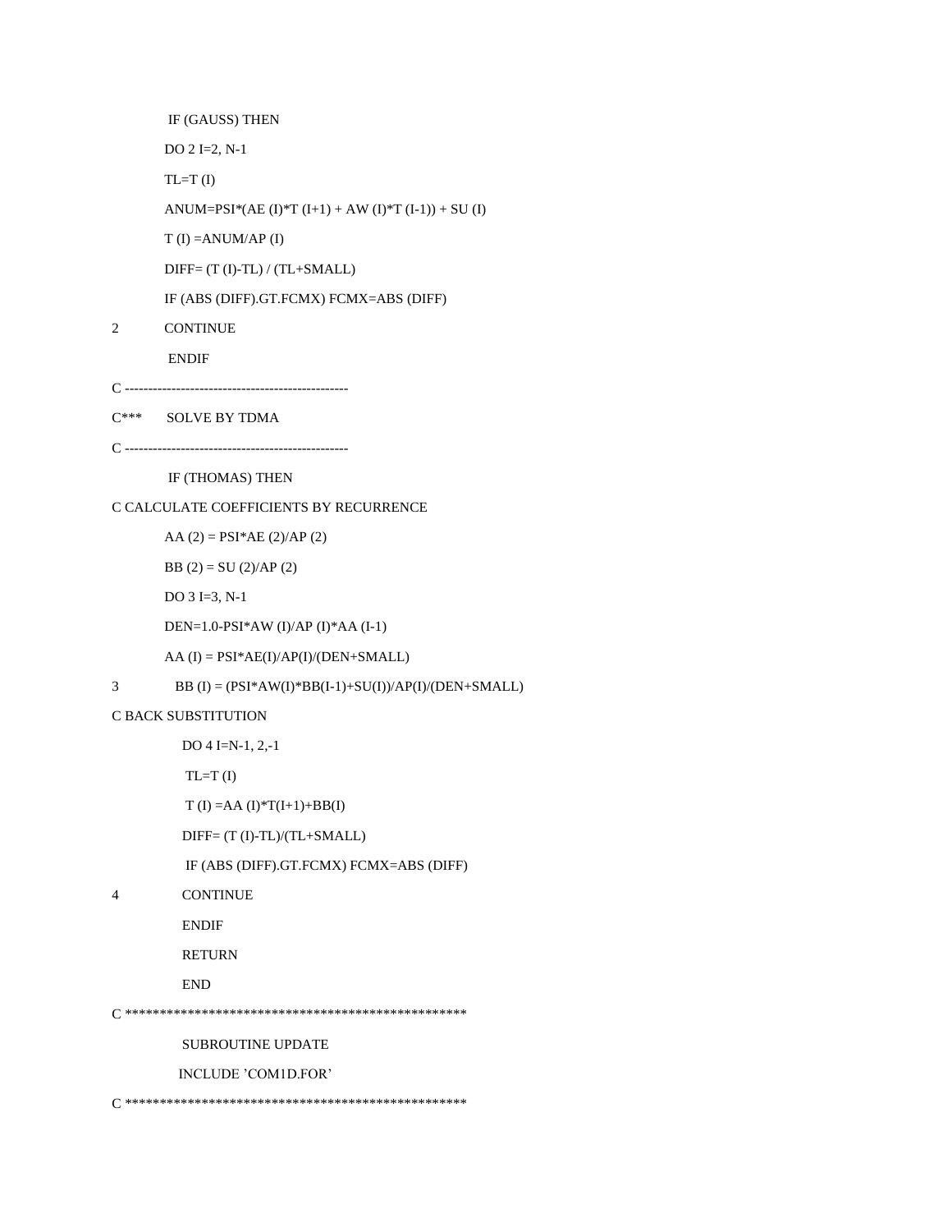```
      IF (GAUSS) THEN
      DO 2 I=2, N-1
      TL=T (I)
      ANUM=PSI*(AE (I)*T (I+1) + AW (I)*T (I-1)) + SU (I)
      T (I) =ANUM/AP (I)
      DIFF= (T (I)-TL) / (TL+SMALL)
      IF (ABS (DIFF).GT.FCMX) FCMX=ABS (DIFF)
2     CONTINUE
      ENDIF
C ------------------------------------------------
C***  SOLVE BY TDMA
C ------------------------------------------------
      IF (THOMAS) THEN
C CALCULATE COEFFICIENTS BY RECURRENCE
      AA (2) = PSI*AE (2)/AP (2)
      BB (2) = SU (2)/AP (2)
      DO 3 I=3, N-1
      DEN=1.0-PSI*AW (I)/AP (I)*AA (I-1)
      AA (I) = PSI*AE(I)/AP(I)/(DEN+SMALL)
3       BB (I) = (PSI*AW(I)*BB(I-1)+SU(I))/AP(I)/(DEN+SMALL)
C BACK SUBSTITUTION
        DO 4 I=N-1, 2,-1
         TL=T (I)
         T (I) =AA (I)*T(I+1)+BB(I)
        DIFF= (T (I)-TL)/(TL+SMALL)
         IF (ABS (DIFF).GT.FCMX) FCMX=ABS (DIFF)
4       CONTINUE
        ENDIF
        RETURN
        END
C ************************************************
        SUBROUTINE UPDATE
        INCLUDE 'COM1D.FOR'
C ************************************************
```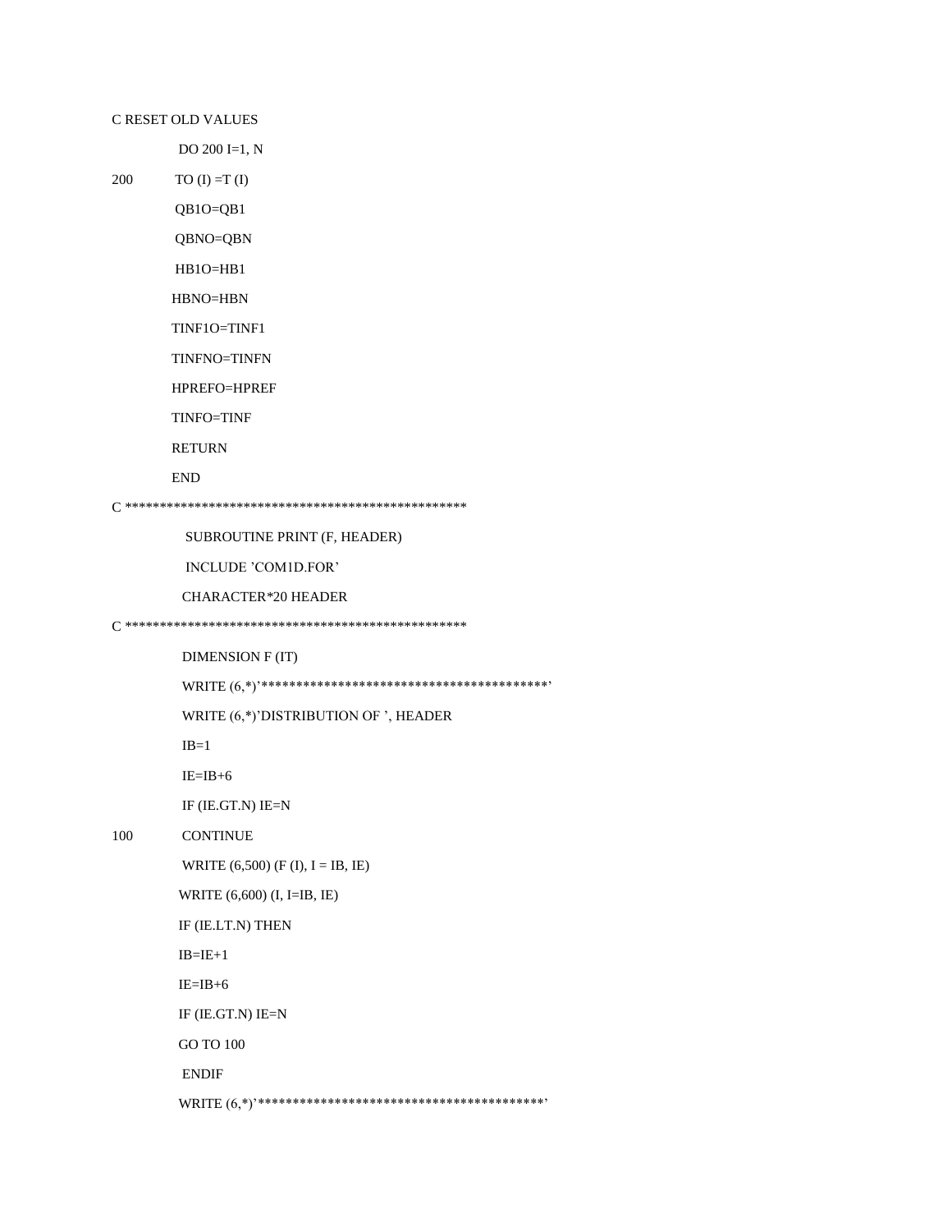```
C RESET OLD VALUES
      DO 200 I=1, N
200   TO (I) =T (I)
      QB1O=QB1
      QBNO=QBN
      HB1O=HB1
      HBNO=HBN
      TINF1O=TINF1
      TINFNO=TINFN
      HPREFO=HPREF
      TINFO=TINF
      RETURN
      END
C **************************************************
      SUBROUTINE PRINT (F, HEADER)
      INCLUDE 'COM1D.FOR'
      CHARACTER*20 HEADER
C **************************************************
      DIMENSION F (IT)
      WRITE (6,*)'*****************************************'
      WRITE (6,*)'DISTRIBUTION OF ', HEADER
      IB=1
      IE=IB+6
      IF (IE.GT.N) IE=N
100   CONTINUE
      WRITE (6,500) (F (I), I = IB, IE)
      WRITE (6,600) (I, I=IB, IE)
      IF (IE.LT.N) THEN
      IB=IE+1
      IE=IB+6
      IF (IE.GT.N) IE=N
      GO TO 100
      ENDIF
      WRITE (6,*)'*****************************************'
```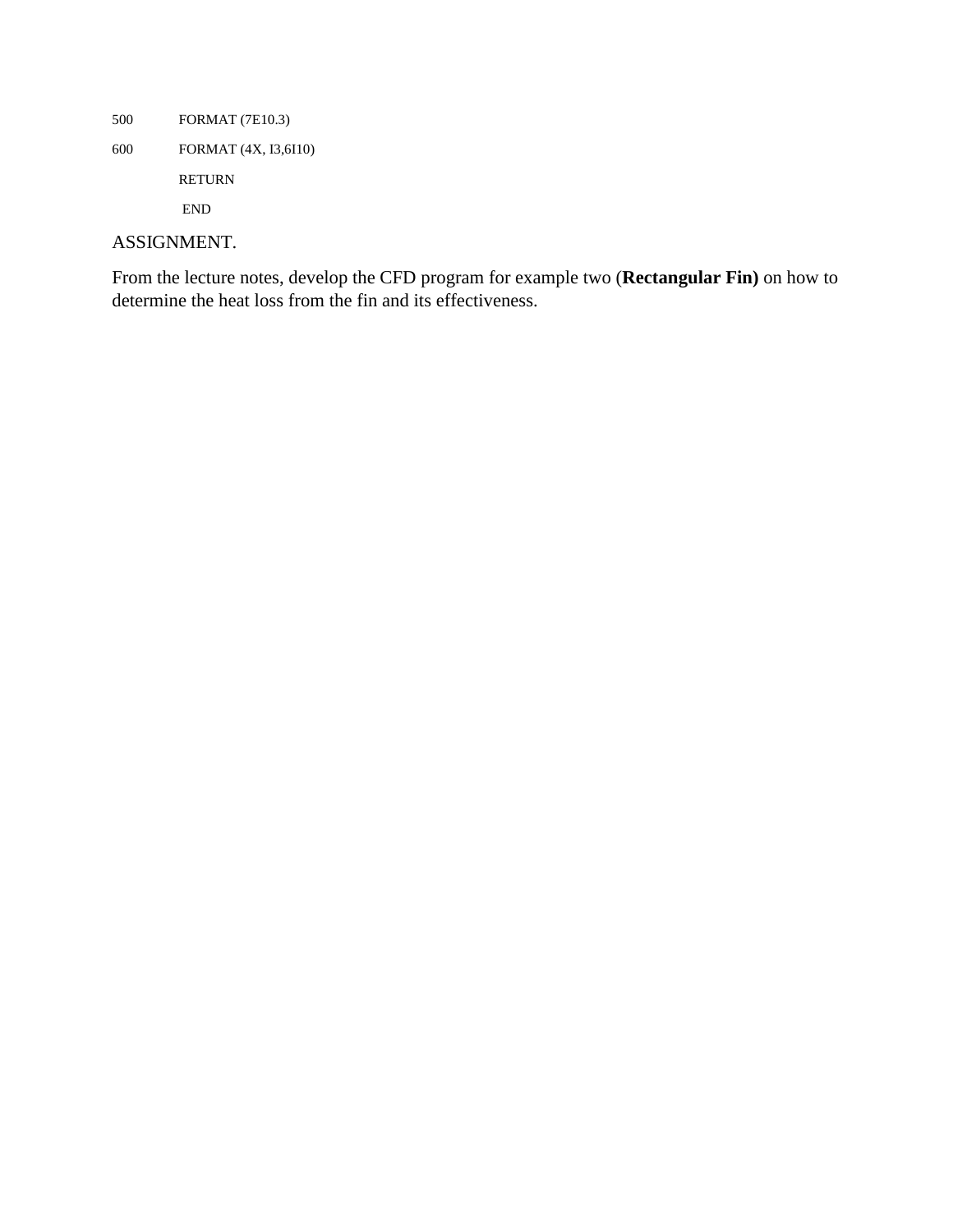```
500       FORMAT (7E10.3)
600       FORMAT (4X, I3,6I10)
          RETURN
           END
```

ASSIGNMENT.

From the lecture notes, develop the CFD program for example two (**Rectangular Fin)** on how to determine the heat loss from the fin and its effectiveness.